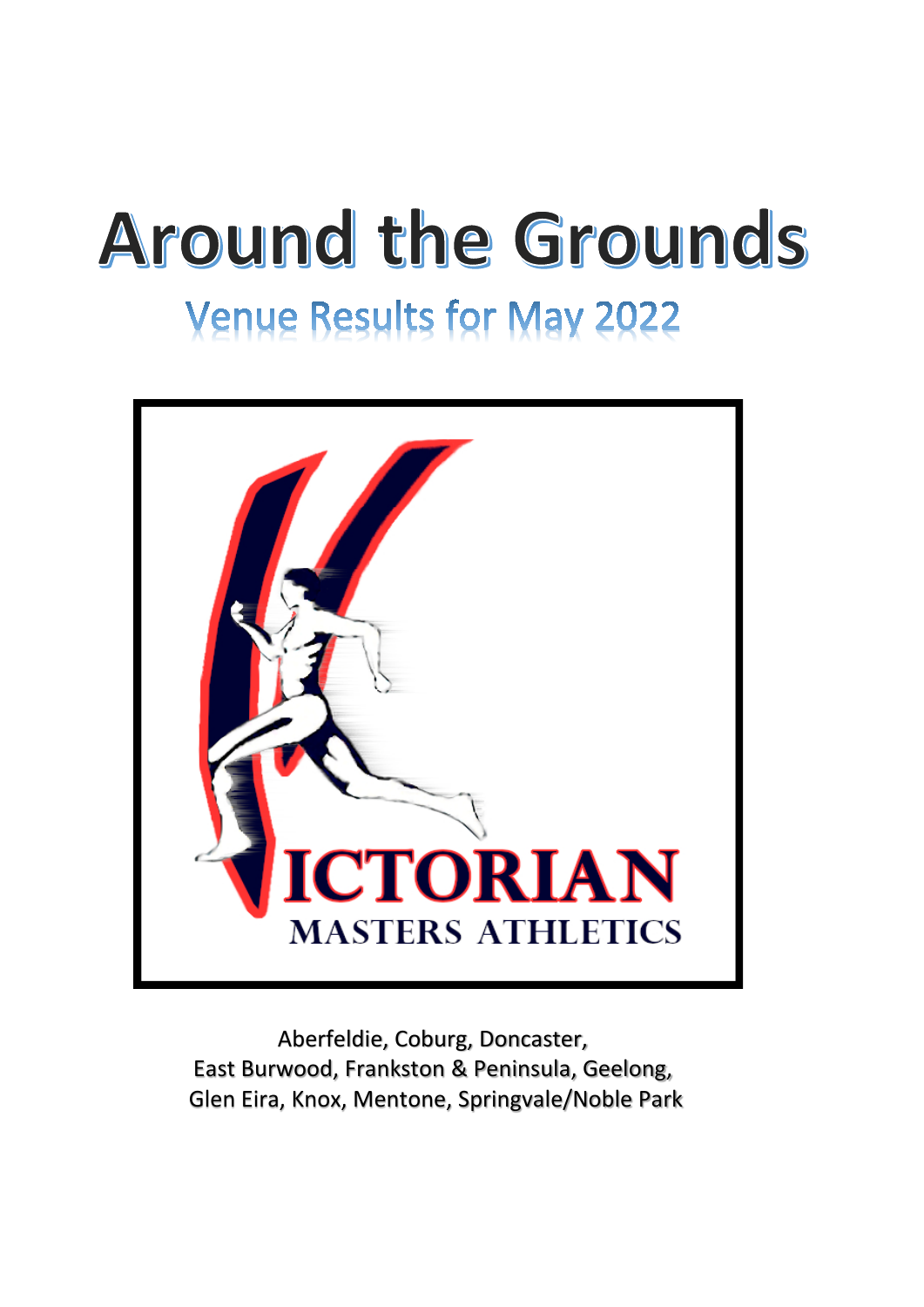# Around the Grounds

## Venue Results for May 2022

VICTORIAN MASTERS ATHLETICS

Aberfeldie, Coburg, Doncaster,
East Burwood, Frankston & Peninsula, Geelong,
Glen Eira, Knox, Mentone, Springvale/Noble Park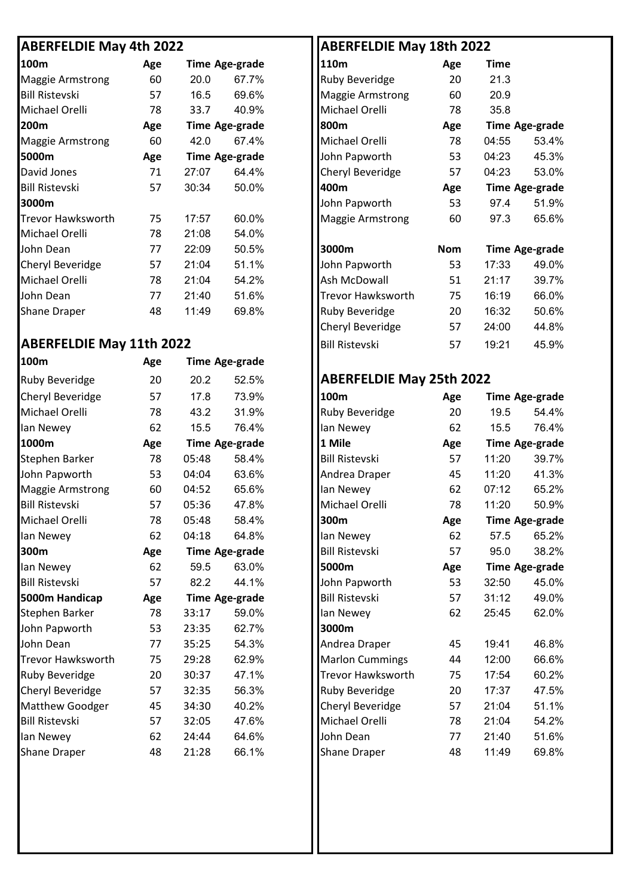## ABERFELDIE May 4th 2022

| 100m | Age | Time | Age-grade |
|---|---|---|---|
| Maggie Armstrong | 60 | 20.0 | 67.7% |
| Bill Ristevski | 57 | 16.5 | 69.6% |
| Michael Orelli | 78 | 33.7 | 40.9% |
| **200m** | **Age** | **Time** | **Age-grade** |
| Maggie Armstrong | 60 | 42.0 | 67.4% |
| **5000m** | **Age** | **Time** | **Age-grade** |
| David Jones | 71 | 27:07 | 64.4% |
| Bill Ristevski | 57 | 30:34 | 50.0% |
| **3000m** | | | |
| Trevor Hawksworth | 75 | 17:57 | 60.0% |
| Michael Orelli | 78 | 21:08 | 54.0% |
| John Dean | 77 | 22:09 | 50.5% |
| Cheryl Beveridge | 57 | 21:04 | 51.1% |
| Michael Orelli | 78 | 21:04 | 54.2% |
| John Dean | 77 | 21:40 | 51.6% |
| Shane Draper | 48 | 11:49 | 69.8% |

## ABERFELDIE May 11th 2022

| 100m | Age | Time | Age-grade |
|---|---|---|---|
| Ruby Beveridge | 20 | 20.2 | 52.5% |
| Cheryl Beveridge | 57 | 17.8 | 73.9% |
| Michael Orelli | 78 | 43.2 | 31.9% |
| Ian Newey | 62 | 15.5 | 76.4% |
| **1000m** | **Age** | **Time** | **Age-grade** |
| Stephen Barker | 78 | 05:48 | 58.4% |
| John Papworth | 53 | 04:04 | 63.6% |
| Maggie Armstrong | 60 | 04:52 | 65.6% |
| Bill Ristevski | 57 | 05:36 | 47.8% |
| Michael Orelli | 78 | 05:48 | 58.4% |
| Ian Newey | 62 | 04:18 | 64.8% |
| **300m** | **Age** | **Time** | **Age-grade** |
| Ian Newey | 62 | 59.5 | 63.0% |
| Bill Ristevski | 57 | 82.2 | 44.1% |
| **5000m Handicap** | **Age** | **Time** | **Age-grade** |
| Stephen Barker | 78 | 33:17 | 59.0% |
| John Papworth | 53 | 23:35 | 62.7% |
| John Dean | 77 | 35:25 | 54.3% |
| Trevor Hawksworth | 75 | 29:28 | 62.9% |
| Ruby Beveridge | 20 | 30:37 | 47.1% |
| Cheryl Beveridge | 57 | 32:35 | 56.3% |
| Matthew Goodger | 45 | 34:30 | 40.2% |
| Bill Ristevski | 57 | 32:05 | 47.6% |
| Ian Newey | 62 | 24:44 | 64.6% |
| Shane Draper | 48 | 21:28 | 66.1% |

## ABERFELDIE May 18th 2022

| 110m | Age | Time | |
|---|---|---|---|
| Ruby Beveridge | 20 | 21.3 | |
| Maggie Armstrong | 60 | 20.9 | |
| Michael Orelli | 78 | 35.8 | |
| **800m** | **Age** | **Time** | **Age-grade** |
| Michael Orelli | 78 | 04:55 | 53.4% |
| John Papworth | 53 | 04:23 | 45.3% |
| Cheryl Beveridge | 57 | 04:23 | 53.0% |
| **400m** | **Age** | **Time** | **Age-grade** |
| John Papworth | 53 | 97.4 | 51.9% |
| Maggie Armstrong | 60 | 97.3 | 65.6% |
| | | | |
| **3000m** | **Nom** | **Time** | **Age-grade** |
| John Papworth | 53 | 17:33 | 49.0% |
| Ash McDowall | 51 | 21:17 | 39.7% |
| Trevor Hawksworth | 75 | 16:19 | 66.0% |
| Ruby Beveridge | 20 | 16:32 | 50.6% |
| Cheryl Beveridge | 57 | 24:00 | 44.8% |
| Bill Ristevski | 57 | 19:21 | 45.9% |

## ABERFELDIE May 25th 2022

| 100m | Age | Time | Age-grade |
|---|---|---|---|
| Ruby Beveridge | 20 | 19.5 | 54.4% |
| Ian Newey | 62 | 15.5 | 76.4% |
| **1 Mile** | **Age** | **Time** | **Age-grade** |
| Bill Ristevski | 57 | 11:20 | 39.7% |
| Andrea Draper | 45 | 11:20 | 41.3% |
| Ian Newey | 62 | 07:12 | 65.2% |
| Michael Orelli | 78 | 11:20 | 50.9% |
| **300m** | **Age** | **Time** | **Age-grade** |
| Ian Newey | 62 | 57.5 | 65.2% |
| Bill Ristevski | 57 | 95.0 | 38.2% |
| **5000m** | **Age** | **Time** | **Age-grade** |
| John Papworth | 53 | 32:50 | 45.0% |
| Bill Ristevski | 57 | 31:12 | 49.0% |
| Ian Newey | 62 | 25:45 | 62.0% |
| **3000m** | | | |
| Andrea Draper | 45 | 19:41 | 46.8% |
| Marlon Cummings | 44 | 12:00 | 66.6% |
| Trevor Hawksworth | 75 | 17:54 | 60.2% |
| Ruby Beveridge | 20 | 17:37 | 47.5% |
| Cheryl Beveridge | 57 | 21:04 | 51.1% |
| Michael Orelli | 78 | 21:04 | 54.2% |
| John Dean | 77 | 21:40 | 51.6% |
| Shane Draper | 48 | 11:49 | 69.8% |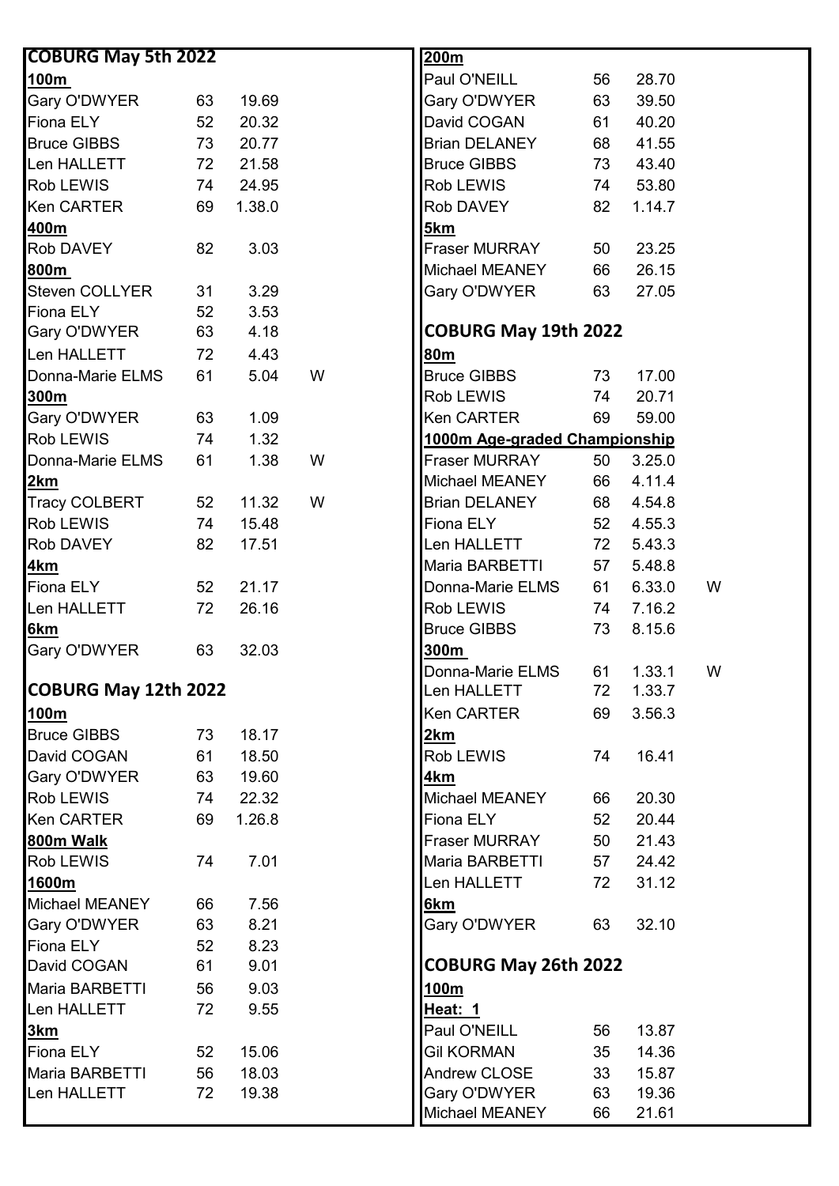## COBURG May 5th 2022

**100m**

| | | | |
|---|---|---|---|
| Gary O'DWYER | 63 | 19.69 | |
| Fiona ELY | 52 | 20.32 | |
| Bruce GIBBS | 73 | 20.77 | |
| Len HALLETT | 72 | 21.58 | |
| Rob LEWIS | 74 | 24.95 | |
| Ken CARTER | 69 | 1.38.0 | |

**400m**

| | | | |
|---|---|---|---|
| Rob DAVEY | 82 | 3.03 | |

**800m**

| | | | |
|---|---|---|---|
| Steven COLLYER | 31 | 3.29 | |
| Fiona ELY | 52 | 3.53 | |
| Gary O'DWYER | 63 | 4.18 | |
| Len HALLETT | 72 | 4.43 | |
| Donna-Marie ELMS | 61 | 5.04 | W |

**300m**

| | | | |
|---|---|---|---|
| Gary O'DWYER | 63 | 1.09 | |
| Rob LEWIS | 74 | 1.32 | |
| Donna-Marie ELMS | 61 | 1.38 | W |

**2km**

| | | | |
|---|---|---|---|
| Tracy COLBERT | 52 | 11.32 | W |
| Rob LEWIS | 74 | 15.48 | |
| Rob DAVEY | 82 | 17.51 | |

**4km**

| | | | |
|---|---|---|---|
| Fiona ELY | 52 | 21.17 | |
| Len HALLETT | 72 | 26.16 | |

**6km**

| | | | |
|---|---|---|---|
| Gary O'DWYER | 63 | 32.03 | |

## COBURG May 12th 2022

**100m**

| | | |
|---|---|---|
| Bruce GIBBS | 73 | 18.17 |
| David COGAN | 61 | 18.50 |
| Gary O'DWYER | 63 | 19.60 |
| Rob LEWIS | 74 | 22.32 |
| Ken CARTER | 69 | 1.26.8 |

**800m Walk**

| | | |
|---|---|---|
| Rob LEWIS | 74 | 7.01 |

**1600m**

| | | |
|---|---|---|
| Michael MEANEY | 66 | 7.56 |
| Gary O'DWYER | 63 | 8.21 |
| Fiona ELY | 52 | 8.23 |
| David COGAN | 61 | 9.01 |
| Maria BARBETTI | 56 | 9.03 |
| Len HALLETT | 72 | 9.55 |

**3km**

| | | |
|---|---|---|
| Fiona ELY | 52 | 15.06 |
| Maria BARBETTI | 56 | 18.03 |
| Len HALLETT | 72 | 19.38 |

**200m**

| | | |
|---|---|---|
| Paul O'NEILL | 56 | 28.70 |
| Gary O'DWYER | 63 | 39.50 |
| David COGAN | 61 | 40.20 |
| Brian DELANEY | 68 | 41.55 |
| Bruce GIBBS | 73 | 43.40 |
| Rob LEWIS | 74 | 53.80 |
| Rob DAVEY | 82 | 1.14.7 |

**5km**

| | | |
|---|---|---|
| Fraser MURRAY | 50 | 23.25 |
| Michael MEANEY | 66 | 26.15 |
| Gary O'DWYER | 63 | 27.05 |

## COBURG May 19th 2022

**80m**

| | | | |
|---|---|---|---|
| Bruce GIBBS | 73 | 17.00 | |
| Rob LEWIS | 74 | 20.71 | |
| Ken CARTER | 69 | 59.00 | |

**1000m Age-graded Championship**

| | | | |
|---|---|---|---|
| Fraser MURRAY | 50 | 3.25.0 | |
| Michael MEANEY | 66 | 4.11.4 | |
| Brian DELANEY | 68 | 4.54.8 | |
| Fiona ELY | 52 | 4.55.3 | |
| Len HALLETT | 72 | 5.43.3 | |
| Maria BARBETTI | 57 | 5.48.8 | |
| Donna-Marie ELMS | 61 | 6.33.0 | W |
| Rob LEWIS | 74 | 7.16.2 | |
| Bruce GIBBS | 73 | 8.15.6 | |

**300m**

| | | | |
|---|---|---|---|
| Donna-Marie ELMS | 61 | 1.33.1 | W |
| Len HALLETT | 72 | 1.33.7 | |
| Ken CARTER | 69 | 3.56.3 | |

**2km**

| | | |
|---|---|---|
| Rob LEWIS | 74 | 16.41 |

**4km**

| | | |
|---|---|---|
| Michael MEANEY | 66 | 20.30 |
| Fiona ELY | 52 | 20.44 |
| Fraser MURRAY | 50 | 21.43 |
| Maria BARBETTI | 57 | 24.42 |
| Len HALLETT | 72 | 31.12 |

**6km**

| | | |
|---|---|---|
| Gary O'DWYER | 63 | 32.10 |

## COBURG May 26th 2022

**100m**

**Heat: 1**

| | | |
|---|---|---|
| Paul O'NEILL | 56 | 13.87 |
| Gil KORMAN | 35 | 14.36 |
| Andrew CLOSE | 33 | 15.87 |
| Gary O'DWYER | 63 | 19.36 |
| Michael MEANEY | 66 | 21.61 |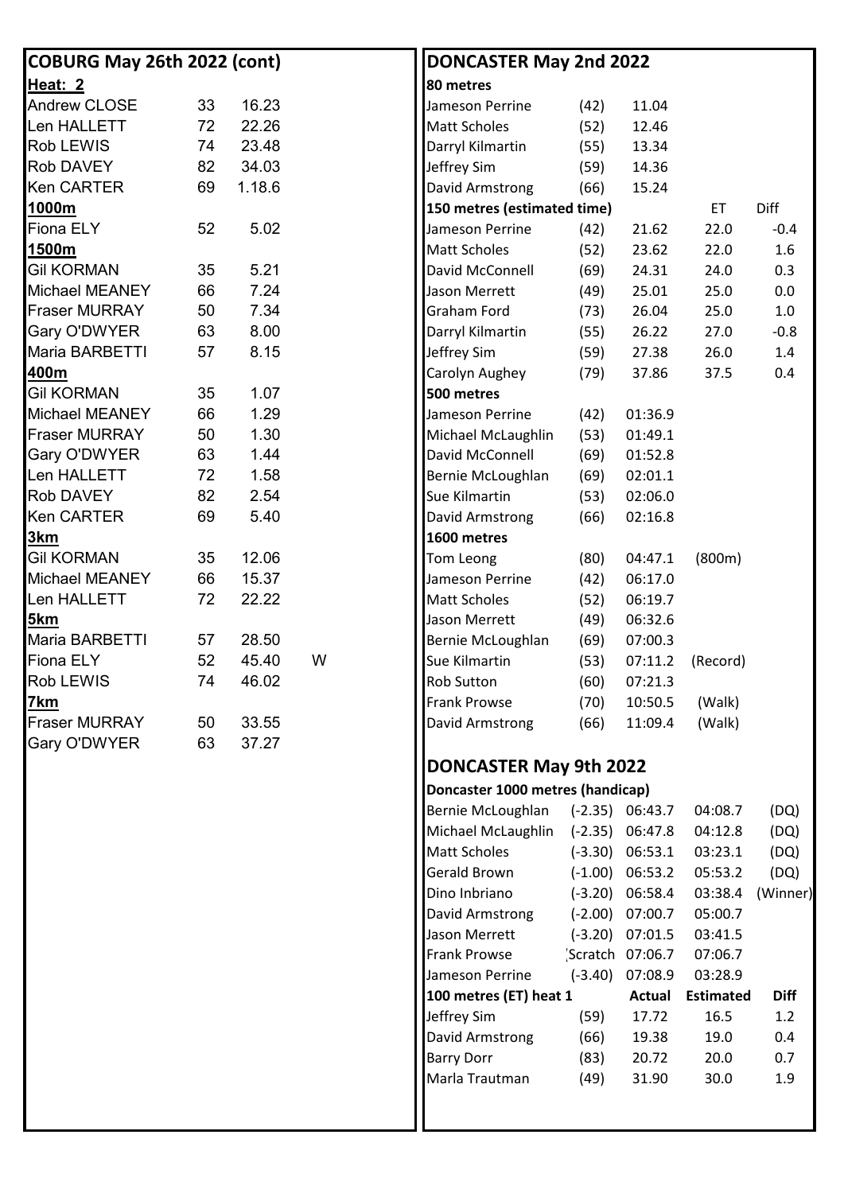## COBURG May 26th 2022 (cont)

**Heat: 2**

| | | | |
|---|---|---|---|
| Andrew CLOSE | 33 | 16.23 | |
| Len HALLETT | 72 | 22.26 | |
| Rob LEWIS | 74 | 23.48 | |
| Rob DAVEY | 82 | 34.03 | |
| Ken CARTER | 69 | 1.18.6 | |
| **1000m** | | | |
| Fiona ELY | 52 | 5.02 | |
| **1500m** | | | |
| Gil KORMAN | 35 | 5.21 | |
| Michael MEANEY | 66 | 7.24 | |
| Fraser MURRAY | 50 | 7.34 | |
| Gary O'DWYER | 63 | 8.00 | |
| Maria BARBETTI | 57 | 8.15 | |
| **400m** | | | |
| Gil KORMAN | 35 | 1.07 | |
| Michael MEANEY | 66 | 1.29 | |
| Fraser MURRAY | 50 | 1.30 | |
| Gary O'DWYER | 63 | 1.44 | |
| Len HALLETT | 72 | 1.58 | |
| Rob DAVEY | 82 | 2.54 | |
| Ken CARTER | 69 | 5.40 | |
| **3km** | | | |
| Gil KORMAN | 35 | 12.06 | |
| Michael MEANEY | 66 | 15.37 | |
| Len HALLETT | 72 | 22.22 | |
| **5km** | | | |
| Maria BARBETTI | 57 | 28.50 | |
| Fiona ELY | 52 | 45.40 | W |
| Rob LEWIS | 74 | 46.02 | |
| **7km** | | | |
| Fraser MURRAY | 50 | 33.55 | |
| Gary O'DWYER | 63 | 37.27 | |

## DONCASTER May 2nd 2022

| | | | | |
|---|---|---|---|---|
| **80 metres** | | | | |
| Jameson Perrine | (42) | 11.04 | | |
| Matt Scholes | (52) | 12.46 | | |
| Darryl Kilmartin | (55) | 13.34 | | |
| Jeffrey Sim | (59) | 14.36 | | |
| David Armstrong | (66) | 15.24 | | |
| **150 metres (estimated time)** | | | ET | Diff |
| Jameson Perrine | (42) | 21.62 | 22.0 | -0.4 |
| Matt Scholes | (52) | 23.62 | 22.0 | 1.6 |
| David McConnell | (69) | 24.31 | 24.0 | 0.3 |
| Jason Merrett | (49) | 25.01 | 25.0 | 0.0 |
| Graham Ford | (73) | 26.04 | 25.0 | 1.0 |
| Darryl Kilmartin | (55) | 26.22 | 27.0 | -0.8 |
| Jeffrey Sim | (59) | 27.38 | 26.0 | 1.4 |
| Carolyn Aughey | (79) | 37.86 | 37.5 | 0.4 |
| **500 metres** | | | | |
| Jameson Perrine | (42) | 01:36.9 | | |
| Michael McLaughlin | (53) | 01:49.1 | | |
| David McConnell | (69) | 01:52.8 | | |
| Bernie McLoughlan | (69) | 02:01.1 | | |
| Sue Kilmartin | (53) | 02:06.0 | | |
| David Armstrong | (66) | 02:16.8 | | |
| **1600 metres** | | | | |
| Tom Leong | (80) | 04:47.1 | (800m) | |
| Jameson Perrine | (42) | 06:17.0 | | |
| Matt Scholes | (52) | 06:19.7 | | |
| Jason Merrett | (49) | 06:32.6 | | |
| Bernie McLoughlan | (69) | 07:00.3 | | |
| Sue Kilmartin | (53) | 07:11.2 | (Record) | |
| Rob Sutton | (60) | 07:21.3 | | |
| Frank Prowse | (70) | 10:50.5 | (Walk) | |
| David Armstrong | (66) | 11:09.4 | (Walk) | |

## DONCASTER May 9th 2022

| | | | | |
|---|---|---|---|---|
| **Doncaster 1000 metres (handicap)** | | | | |
| Bernie McLoughlan | (-2.35) | 06:43.7 | 04:08.7 | (DQ) |
| Michael McLaughlin | (-2.35) | 06:47.8 | 04:12.8 | (DQ) |
| Matt Scholes | (-3.30) | 06:53.1 | 03:23.1 | (DQ) |
| Gerald Brown | (-1.00) | 06:53.2 | 05:53.2 | (DQ) |
| Dino Inbriano | (-3.20) | 06:58.4 | 03:38.4 | (Winner) |
| David Armstrong | (-2.00) | 07:00.7 | 05:00.7 | |
| Jason Merrett | (-3.20) | 07:01.5 | 03:41.5 | |
| Frank Prowse | Scratch | 07:06.7 | 07:06.7 | |
| Jameson Perrine | (-3.40) | 07:08.9 | 03:28.9 | |
| **100 metres (ET) heat 1** | | **Actual** | **Estimated** | **Diff** |
| Jeffrey Sim | (59) | 17.72 | 16.5 | 1.2 |
| David Armstrong | (66) | 19.38 | 19.0 | 0.4 |
| Barry Dorr | (83) | 20.72 | 20.0 | 0.7 |
| Marla Trautman | (49) | 31.90 | 30.0 | 1.9 |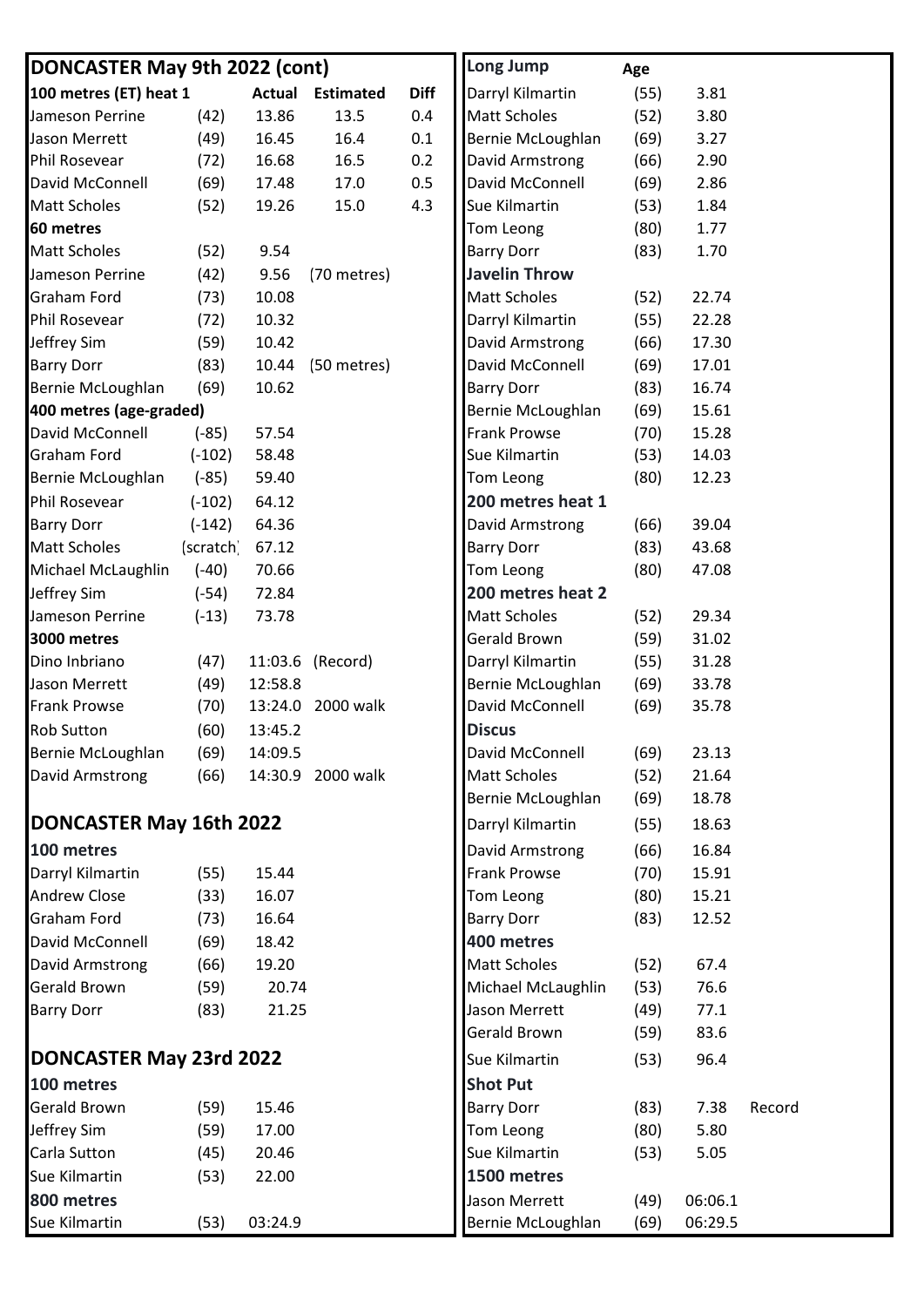## DONCASTER May 9th 2022 (cont)

| 100 metres (ET) heat 1 | | Actual | Estimated | Diff |
|---|---|---|---|---|
| Jameson Perrine | (42) | 13.86 | 13.5 | 0.4 |
| Jason Merrett | (49) | 16.45 | 16.4 | 0.1 |
| Phil Rosevear | (72) | 16.68 | 16.5 | 0.2 |
| David McConnell | (69) | 17.48 | 17.0 | 0.5 |
| Matt Scholes | (52) | 19.26 | 15.0 | 4.3 |

**60 metres**

| | | | |
|---|---|---|---|
| Matt Scholes | (52) | 9.54 | |
| Jameson Perrine | (42) | 9.56 | (70 metres) |
| Graham Ford | (73) | 10.08 | |
| Phil Rosevear | (72) | 10.32 | |
| Jeffrey Sim | (59) | 10.42 | |
| Barry Dorr | (83) | 10.44 | (50 metres) |
| Bernie McLoughlan | (69) | 10.62 | |

**400 metres (age-graded)**

| | | |
|---|---|---|
| David McConnell | (-85) | 57.54 |
| Graham Ford | (-102) | 58.48 |
| Bernie McLoughlan | (-85) | 59.40 |
| Phil Rosevear | (-102) | 64.12 |
| Barry Dorr | (-142) | 64.36 |
| Matt Scholes | (scratch) | 67.12 |
| Michael McLaughlin | (-40) | 70.66 |
| Jeffrey Sim | (-54) | 72.84 |
| Jameson Perrine | (-13) | 73.78 |

**3000 metres**

| | | | |
|---|---|---|---|
| Dino Inbriano | (47) | 11:03.6 | (Record) |
| Jason Merrett | (49) | 12:58.8 | |
| Frank Prowse | (70) | 13:24.0 | 2000 walk |
| Rob Sutton | (60) | 13:45.2 | |
| Bernie McLoughlan | (69) | 14:09.5 | |
| David Armstrong | (66) | 14:30.9 | 2000 walk |

## DONCASTER May 16th 2022

**100 metres**

| | | |
|---|---|---|
| Darryl Kilmartin | (55) | 15.44 |
| Andrew Close | (33) | 16.07 |
| Graham Ford | (73) | 16.64 |
| David McConnell | (69) | 18.42 |
| David Armstrong | (66) | 19.20 |
| Gerald Brown | (59) | 20.74 |
| Barry Dorr | (83) | 21.25 |

## DONCASTER May 23rd 2022

**100 metres**

| | | |
|---|---|---|
| Gerald Brown | (59) | 15.46 |
| Jeffrey Sim | (59) | 17.00 |
| Carla Sutton | (45) | 20.46 |
| Sue Kilmartin | (53) | 22.00 |

**800 metres**

| | | |
|---|---|---|
| Sue Kilmartin | (53) | 03:24.9 |

| Long Jump | Age | | |
|---|---|---|---|
| Darryl Kilmartin | (55) | 3.81 | |
| Matt Scholes | (52) | 3.80 | |
| Bernie McLoughlan | (69) | 3.27 | |
| David Armstrong | (66) | 2.90 | |
| David McConnell | (69) | 2.86 | |
| Sue Kilmartin | (53) | 1.84 | |
| Tom Leong | (80) | 1.77 | |
| Barry Dorr | (83) | 1.70 | |
| **Javelin Throw** | | | |
| Matt Scholes | (52) | 22.74 | |
| Darryl Kilmartin | (55) | 22.28 | |
| David Armstrong | (66) | 17.30 | |
| David McConnell | (69) | 17.01 | |
| Barry Dorr | (83) | 16.74 | |
| Bernie McLoughlan | (69) | 15.61 | |
| Frank Prowse | (70) | 15.28 | |
| Sue Kilmartin | (53) | 14.03 | |
| Tom Leong | (80) | 12.23 | |
| **200 metres heat 1** | | | |
| David Armstrong | (66) | 39.04 | |
| Barry Dorr | (83) | 43.68 | |
| Tom Leong | (80) | 47.08 | |
| **200 metres heat 2** | | | |
| Matt Scholes | (52) | 29.34 | |
| Gerald Brown | (59) | 31.02 | |
| Darryl Kilmartin | (55) | 31.28 | |
| Bernie McLoughlan | (69) | 33.78 | |
| David McConnell | (69) | 35.78 | |
| **Discus** | | | |
| David McConnell | (69) | 23.13 | |
| Matt Scholes | (52) | 21.64 | |
| Bernie McLoughlan | (69) | 18.78 | |
| Darryl Kilmartin | (55) | 18.63 | |
| David Armstrong | (66) | 16.84 | |
| Frank Prowse | (70) | 15.91 | |
| Tom Leong | (80) | 15.21 | |
| Barry Dorr | (83) | 12.52 | |
| **400 metres** | | | |
| Matt Scholes | (52) | 67.4 | |
| Michael McLaughlin | (53) | 76.6 | |
| Jason Merrett | (49) | 77.1 | |
| Gerald Brown | (59) | 83.6 | |
| Sue Kilmartin | (53) | 96.4 | |
| **Shot Put** | | | |
| Barry Dorr | (83) | 7.38 | Record |
| Tom Leong | (80) | 5.80 | |
| Sue Kilmartin | (53) | 5.05 | |
| **1500 metres** | | | |
| Jason Merrett | (49) | 06:06.1 | |
| Bernie McLoughlan | (69) | 06:29.5 | |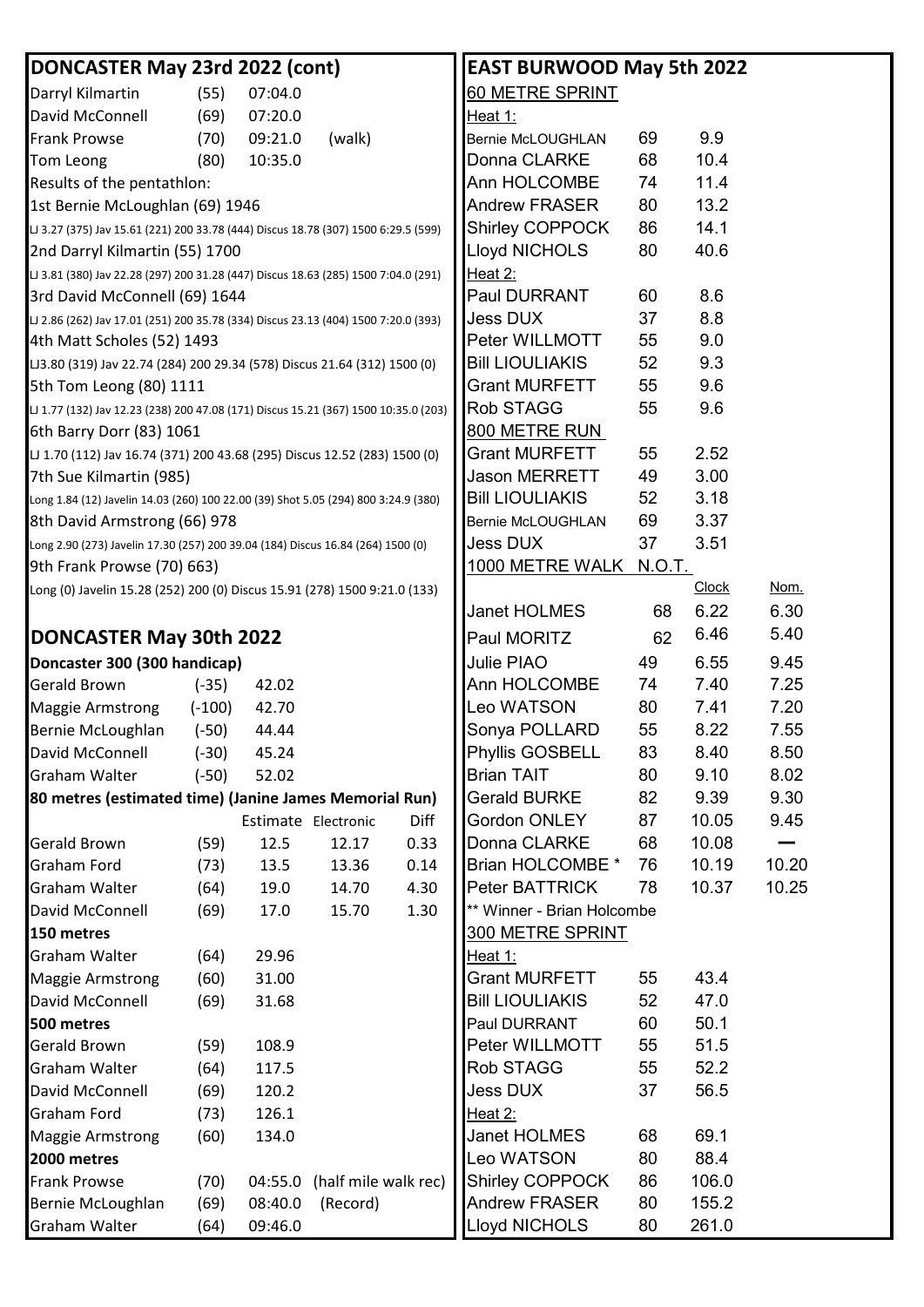## DONCASTER May 23rd 2022 (cont)

| | | | |
|---|---|---|---|
| Darryl Kilmartin | (55) | 07:04.0 | |
| David McConnell | (69) | 07:20.0 | |
| Frank Prowse | (70) | 09:21.0 | (walk) |
| Tom Leong | (80) | 10:35.0 | |

Results of the pentathlon:

1st Bernie McLoughlan (69) 1946
LJ 3.27 (375) Jav 15.61 (221) 200 33.78 (444) Discus 18.78 (307) 1500 6:29.5 (599)

2nd Darryl Kilmartin (55) 1700
LJ 3.81 (380) Jav 22.28 (297) 200 31.28 (447) Discus 18.63 (285) 1500 7:04.0 (291)

3rd David McConnell (69) 1644
LJ 2.86 (262) Jav 17.01 (251) 200 35.78 (334) Discus 23.13 (404) 1500 7:20.0 (393)

4th Matt Scholes (52) 1493
LJ3.80 (319) Jav 22.74 (284) 200 29.34 (578) Discus 21.64 (312) 1500 (0)

5th Tom Leong (80) 1111
LJ 1.77 (132) Jav 12.23 (238) 200 47.08 (171) Discus 15.21 (367) 1500 10:35.0 (203)

6th Barry Dorr (83) 1061
LJ 1.70 (112) Jav 16.74 (371) 200 43.68 (295) Discus 12.52 (283) 1500 (0)

7th Sue Kilmartin (985)
Long 1.84 (12) Javelin 14.03 (260) 100 22.00 (39) Shot 5.05 (294) 800 3:24.9 (380)

8th David Armstrong (66) 978
Long 2.90 (273) Javelin 17.30 (257) 200 39.04 (184) Discus 16.84 (264) 1500 (0)

9th Frank Prowse (70) 663
Long (0) Javelin 15.28 (252) 200 (0) Discus 15.91 (278) 1500 9:21.0 (133)

## DONCASTER May 30th 2022

**Doncaster 300 (300 handicap)**

| | | |
|---|---|---|
| Gerald Brown | (-35) | 42.02 |
| Maggie Armstrong | (-100) | 42.70 |
| Bernie McLoughlan | (-50) | 44.44 |
| David McConnell | (-30) | 45.24 |
| Graham Walter | (-50) | 52.02 |

**80 metres (estimated time) (Janine James Memorial Run)**

| | | Estimate | Electronic | Diff |
|---|---|---|---|---|
| Gerald Brown | (59) | 12.5 | 12.17 | 0.33 |
| Graham Ford | (73) | 13.5 | 13.36 | 0.14 |
| Graham Walter | (64) | 19.0 | 14.70 | 4.30 |
| David McConnell | (69) | 17.0 | 15.70 | 1.30 |

**150 metres**

| | | |
|---|---|---|
| Graham Walter | (64) | 29.96 |
| Maggie Armstrong | (60) | 31.00 |
| David McConnell | (69) | 31.68 |

**500 metres**

| | | |
|---|---|---|
| Gerald Brown | (59) | 108.9 |
| Graham Walter | (64) | 117.5 |
| David McConnell | (69) | 120.2 |
| Graham Ford | (73) | 126.1 |
| Maggie Armstrong | (60) | 134.0 |

**2000 metres**

| | | | |
|---|---|---|---|
| Frank Prowse | (70) | 04:55.0 | (half mile walk rec) |
| Bernie McLoughlan | (69) | 08:40.0 | (Record) |
| Graham Walter | (64) | 09:46.0 | |

## EAST BURWOOD May 5th 2022

**60 METRE SPRINT**

Heat 1:

| | | |
|---|---|---|
| Bernie McLOUGHLAN | 69 | 9.9 |
| Donna CLARKE | 68 | 10.4 |
| Ann HOLCOMBE | 74 | 11.4 |
| Andrew FRASER | 80 | 13.2 |
| Shirley COPPOCK | 86 | 14.1 |
| Lloyd NICHOLS | 80 | 40.6 |

Heat 2:

| | | |
|---|---|---|
| Paul DURRANT | 60 | 8.6 |
| Jess DUX | 37 | 8.8 |
| Peter WILLMOTT | 55 | 9.0 |
| Bill LIOULIAKIS | 52 | 9.3 |
| Grant MURFETT | 55 | 9.6 |
| Rob STAGG | 55 | 9.6 |

**800 METRE RUN**

| | | |
|---|---|---|
| Grant MURFETT | 55 | 2.52 |
| Jason MERRETT | 49 | 3.00 |
| Bill LIOULIAKIS | 52 | 3.18 |
| Bernie McLOUGHLAN | 69 | 3.37 |
| Jess DUX | 37 | 3.51 |

**1000 METRE WALK N.O.T.**

| | | Clock | Nom. |
|---|---|---|---|
| Janet HOLMES | 68 | 6.22 | 6.30 |
| Paul MORITZ | 62 | 6.46 | 5.40 |
| Julie PIAO | 49 | 6.55 | 9.45 |
| Ann HOLCOMBE | 74 | 7.40 | 7.25 |
| Leo WATSON | 80 | 7.41 | 7.20 |
| Sonya POLLARD | 55 | 8.22 | 7.55 |
| Phyllis GOSBELL | 83 | 8.40 | 8.50 |
| Brian TAIT | 80 | 9.10 | 8.02 |
| Gerald BURKE | 82 | 9.39 | 9.30 |
| Gordon ONLEY | 87 | 10.05 | 9.45 |
| Donna CLARKE | 68 | 10.08 | — |
| Brian HOLCOMBE * | 76 | 10.19 | 10.20 |
| Peter BATTRICK | 78 | 10.37 | 10.25 |

** Winner - Brian Holcombe

**300 METRE SPRINT**

Heat 1:

| | | |
|---|---|---|
| Grant MURFETT | 55 | 43.4 |
| Bill LIOULIAKIS | 52 | 47.0 |
| Paul DURRANT | 60 | 50.1 |
| Peter WILLMOTT | 55 | 51.5 |
| Rob STAGG | 55 | 52.2 |
| Jess DUX | 37 | 56.5 |

Heat 2:

| | | |
|---|---|---|
| Janet HOLMES | 68 | 69.1 |
| Leo WATSON | 80 | 88.4 |
| Shirley COPPOCK | 86 | 106.0 |
| Andrew FRASER | 80 | 155.2 |
| Lloyd NICHOLS | 80 | 261.0 |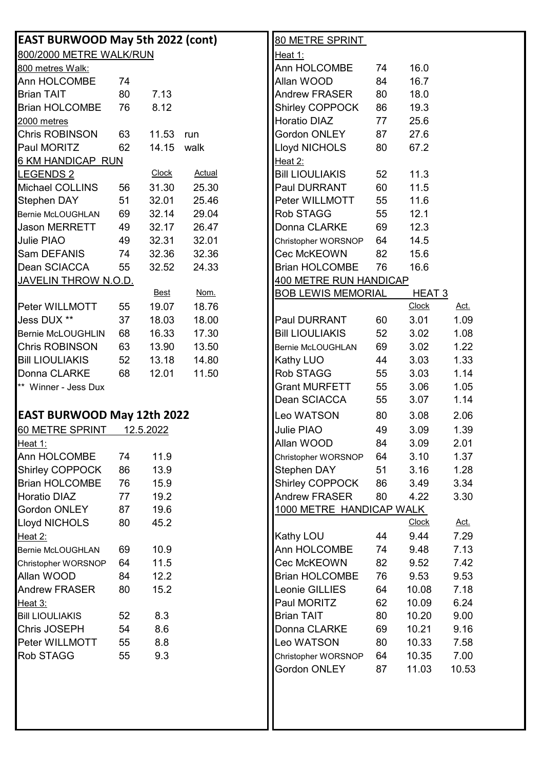# EAST BURWOOD May 5th 2022 (cont)

## 800/2000 METRE WALK/RUN

800 metres Walk:

| | | | |
|---|---|---|---|
| Ann HOLCOMBE | 74 | | |
| Brian TAIT | 80 | 7.13 | |
| Brian HOLCOMBE | 76 | 8.12 | |

2000 metres

| | | | |
|---|---|---|---|
| Chris ROBINSON | 63 | 11.53 | run |
| Paul MORITZ | 62 | 14.15 | walk |

## 6 KM HANDICAP RUN

| LEGENDS 2 | | Clock | Actual |
|---|---|---|---|
| Michael COLLINS | 56 | 31.30 | 25.30 |
| Stephen DAY | 51 | 32.01 | 25.46 |
| Bernie McLOUGHLAN | 69 | 32.14 | 29.04 |
| Jason MERRETT | 49 | 32.17 | 26.47 |
| Julie PIAO | 49 | 32.31 | 32.01 |
| Sam DEFANIS | 74 | 32.36 | 32.36 |
| Dean SCIACCA | 55 | 32.52 | 24.33 |

## JAVELIN THROW N.O.D.

| | | Best | Nom. |
|---|---|---|---|
| Peter WILLMOTT | 55 | 19.07 | 18.76 |
| Jess DUX ** | 37 | 18.03 | 18.00 |
| Bernie McLOUGHLIN | 68 | 16.33 | 17.30 |
| Chris ROBINSON | 63 | 13.90 | 13.50 |
| Bill LIOULIAKIS | 52 | 13.18 | 14.80 |
| Donna CLARKE | 68 | 12.01 | 11.50 |

** Winner - Jess Dux

# EAST BURWOOD May 12th 2022

## 60 METRE SPRINT 12.5.2022

Heat 1:

| | | |
|---|---|---|
| Ann HOLCOMBE | 74 | 11.9 |
| Shirley COPPOCK | 86 | 13.9 |
| Brian HOLCOMBE | 76 | 15.9 |
| Horatio DIAZ | 77 | 19.2 |
| Gordon ONLEY | 87 | 19.6 |
| Lloyd NICHOLS | 80 | 45.2 |

Heat 2:

| | | |
|---|---|---|
| Bernie McLOUGHLAN | 69 | 10.9 |
| Christopher WORSNOP | 64 | 11.5 |
| Allan WOOD | 84 | 12.2 |
| Andrew FRASER | 80 | 15.2 |

Heat 3:

| | | |
|---|---|---|
| Bill LIOULIAKIS | 52 | 8.3 |
| Chris JOSEPH | 54 | 8.6 |
| Peter WILLMOTT | 55 | 8.8 |
| Rob STAGG | 55 | 9.3 |

## 80 METRE SPRINT

Heat 1:

| | | |
|---|---|---|
| Ann HOLCOMBE | 74 | 16.0 |
| Allan WOOD | 84 | 16.7 |
| Andrew FRASER | 80 | 18.0 |
| Shirley COPPOCK | 86 | 19.3 |
| Horatio DIAZ | 77 | 25.6 |
| Gordon ONLEY | 87 | 27.6 |
| Lloyd NICHOLS | 80 | 67.2 |

Heat 2:

| | | |
|---|---|---|
| Bill LIOULIAKIS | 52 | 11.3 |
| Paul DURRANT | 60 | 11.5 |
| Peter WILLMOTT | 55 | 11.6 |
| Rob STAGG | 55 | 12.1 |
| Donna CLARKE | 69 | 12.3 |
| Christopher WORSNOP | 64 | 14.5 |
| Cec McKEOWN | 82 | 15.6 |
| Brian HOLCOMBE | 76 | 16.6 |

## 400 METRE RUN HANDICAP

BOB LEWIS MEMORIAL HEAT 3

| | | Clock | Act. |
|---|---|---|---|
| Paul DURRANT | 60 | 3.01 | 1.09 |
| Bill LIOULIAKIS | 52 | 3.02 | 1.08 |
| Bernie McLOUGHLAN | 69 | 3.02 | 1.22 |
| Kathy LUO | 44 | 3.03 | 1.33 |
| Rob STAGG | 55 | 3.03 | 1.14 |
| Grant MURFETT | 55 | 3.06 | 1.05 |
| Dean SCIACCA | 55 | 3.07 | 1.14 |
| Leo WATSON | 80 | 3.08 | 2.06 |
| Julie PIAO | 49 | 3.09 | 1.39 |
| Allan WOOD | 84 | 3.09 | 2.01 |
| Christopher WORSNOP | 64 | 3.10 | 1.37 |
| Stephen DAY | 51 | 3.16 | 1.28 |
| Shirley COPPOCK | 86 | 3.49 | 3.34 |
| Andrew FRASER | 80 | 4.22 | 3.30 |

## 1000 METRE HANDICAP WALK

| | | Clock | Act. |
|---|---|---|---|
| Kathy LOU | 44 | 9.44 | 7.29 |
| Ann HOLCOMBE | 74 | 9.48 | 7.13 |
| Cec McKEOWN | 82 | 9.52 | 7.42 |
| Brian HOLCOMBE | 76 | 9.53 | 9.53 |
| Leonie GILLIES | 64 | 10.08 | 7.18 |
| Paul MORITZ | 62 | 10.09 | 6.24 |
| Brian TAIT | 80 | 10.20 | 9.00 |
| Donna CLARKE | 69 | 10.21 | 9.16 |
| Leo WATSON | 80 | 10.33 | 7.58 |
| Christopher WORSNOP | 64 | 10.35 | 7.00 |
| Gordon ONLEY | 87 | 11.03 | 10.53 |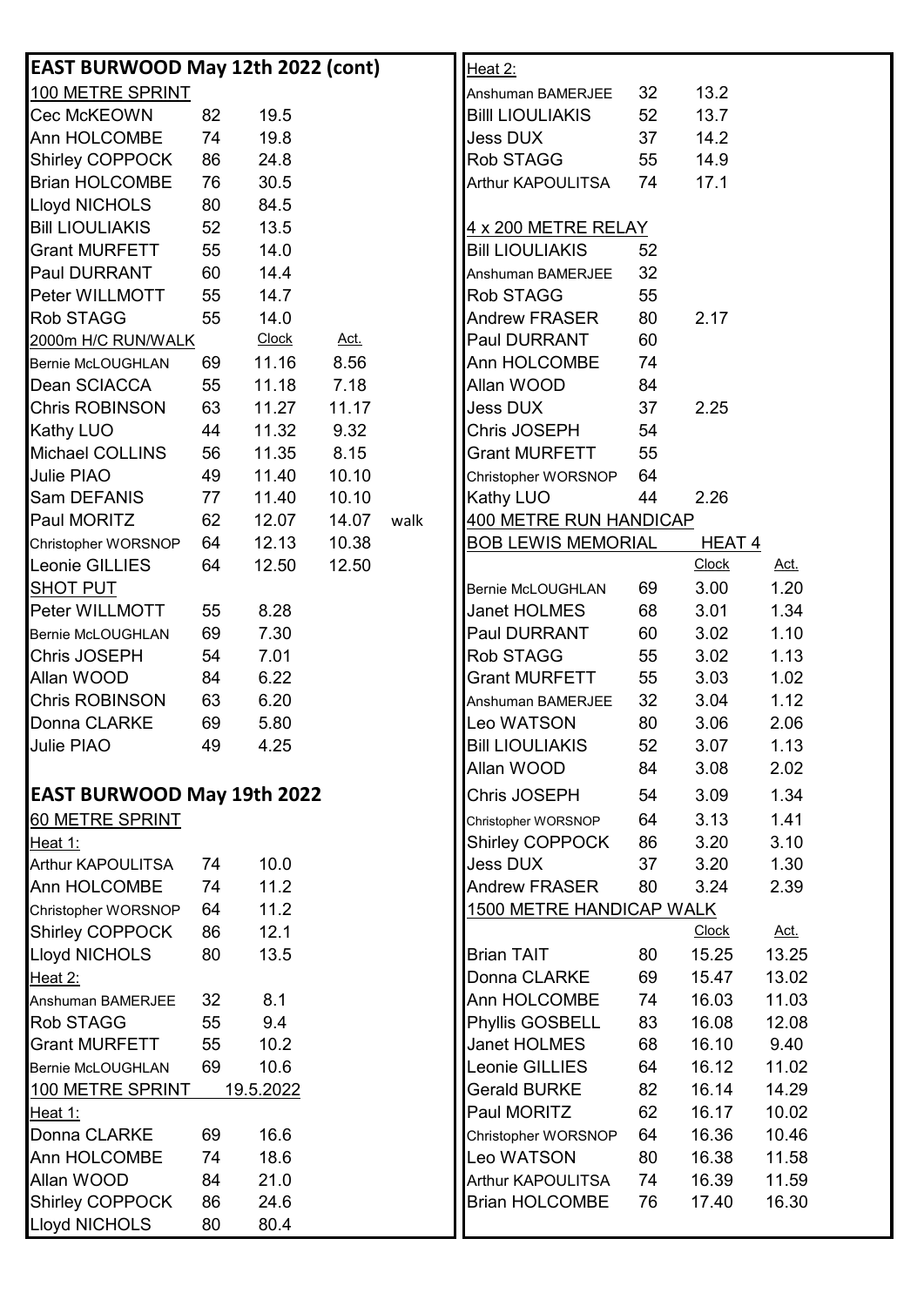## EAST BURWOOD May 12th 2022 (cont)

**100 METRE SPRINT**

| Name | Age | Time |
|---|---|---|
| Cec McKEOWN | 82 | 19.5 |
| Ann HOLCOMBE | 74 | 19.8 |
| Shirley COPPOCK | 86 | 24.8 |
| Brian HOLCOMBE | 76 | 30.5 |
| Lloyd NICHOLS | 80 | 84.5 |
| Bill LIOULIAKIS | 52 | 13.5 |
| Grant MURFETT | 55 | 14.0 |
| Paul DURRANT | 60 | 14.4 |
| Peter WILLMOTT | 55 | 14.7 |
| Rob STAGG | 55 | 14.0 |

**2000m H/C RUN/WALK**

| Name | Age | Clock | Act. | |
|---|---|---|---|---|
| Bernie McLOUGHLAN | 69 | 11.16 | 8.56 | |
| Dean SCIACCA | 55 | 11.18 | 7.18 | |
| Chris ROBINSON | 63 | 11.27 | 11.17 | |
| Kathy LUO | 44 | 11.32 | 9.32 | |
| Michael COLLINS | 56 | 11.35 | 8.15 | |
| Julie PIAO | 49 | 11.40 | 10.10 | |
| Sam DEFANIS | 77 | 11.40 | 10.10 | |
| Paul MORITZ | 62 | 12.07 | 14.07 | walk |
| Christopher WORSNOP | 64 | 12.13 | 10.38 | |
| Leonie GILLIES | 64 | 12.50 | 12.50 | |

**SHOT PUT**

| Name | Age | Distance |
|---|---|---|
| Peter WILLMOTT | 55 | 8.28 |
| Bernie McLOUGHLAN | 69 | 7.30 |
| Chris JOSEPH | 54 | 7.01 |
| Allan WOOD | 84 | 6.22 |
| Chris ROBINSON | 63 | 6.20 |
| Donna CLARKE | 69 | 5.80 |
| Julie PIAO | 49 | 4.25 |

## EAST BURWOOD May 19th 2022

**60 METRE SPRINT**

Heat 1:

| Name | Age | Time |
|---|---|---|
| Arthur KAPOULITSA | 74 | 10.0 |
| Ann HOLCOMBE | 74 | 11.2 |
| Christopher WORSNOP | 64 | 11.2 |
| Shirley COPPOCK | 86 | 12.1 |
| Lloyd NICHOLS | 80 | 13.5 |

Heat 2:

| Name | Age | Time |
|---|---|---|
| Anshuman BAMERJEE | 32 | 8.1 |
| Rob STAGG | 55 | 9.4 |
| Grant MURFETT | 55 | 10.2 |
| Bernie McLOUGHLAN | 69 | 10.6 |

**100 METRE SPRINT** 19.5.2022

Heat 1:

| Name | Age | Time |
|---|---|---|
| Donna CLARKE | 69 | 16.6 |
| Ann HOLCOMBE | 74 | 18.6 |
| Allan WOOD | 84 | 21.0 |
| Shirley COPPOCK | 86 | 24.6 |
| Lloyd NICHOLS | 80 | 80.4 |

Heat 2:

| Name | Age | Time |
|---|---|---|
| Anshuman BAMERJEE | 32 | 13.2 |
| Billl LIOULIAKIS | 52 | 13.7 |
| Jess DUX | 37 | 14.2 |
| Rob STAGG | 55 | 14.9 |
| Arthur KAPOULITSA | 74 | 17.1 |

**4 x 200 METRE RELAY**

| Name | Age | Time |
|---|---|---|
| Bill LIOULIAKIS | 52 | |
| Anshuman BAMERJEE | 32 | |
| Rob STAGG | 55 | |
| Andrew FRASER | 80 | 2.17 |
| Paul DURRANT | 60 | |
| Ann HOLCOMBE | 74 | |
| Allan WOOD | 84 | |
| Jess DUX | 37 | 2.25 |
| Chris JOSEPH | 54 | |
| Grant MURFETT | 55 | |
| Christopher WORSNOP | 64 | |
| Kathy LUO | 44 | 2.26 |

**400 METRE RUN HANDICAP**

**BOB LEWIS MEMORIAL** HEAT 4

| Name | Age | Clock | Act. |
|---|---|---|---|
| Bernie McLOUGHLAN | 69 | 3.00 | 1.20 |
| Janet HOLMES | 68 | 3.01 | 1.34 |
| Paul DURRANT | 60 | 3.02 | 1.10 |
| Rob STAGG | 55 | 3.02 | 1.13 |
| Grant MURFETT | 55 | 3.03 | 1.02 |
| Anshuman BAMERJEE | 32 | 3.04 | 1.12 |
| Leo WATSON | 80 | 3.06 | 2.06 |
| Bill LIOULIAKIS | 52 | 3.07 | 1.13 |
| Allan WOOD | 84 | 3.08 | 2.02 |
| Chris JOSEPH | 54 | 3.09 | 1.34 |
| Christopher WORSNOP | 64 | 3.13 | 1.41 |
| Shirley COPPOCK | 86 | 3.20 | 3.10 |
| Jess DUX | 37 | 3.20 | 1.30 |
| Andrew FRASER | 80 | 3.24 | 2.39 |

**1500 METRE HANDICAP WALK**

| Name | Age | Clock | Act. |
|---|---|---|---|
| Brian TAIT | 80 | 15.25 | 13.25 |
| Donna CLARKE | 69 | 15.47 | 13.02 |
| Ann HOLCOMBE | 74 | 16.03 | 11.03 |
| Phyllis GOSBELL | 83 | 16.08 | 12.08 |
| Janet HOLMES | 68 | 16.10 | 9.40 |
| Leonie GILLIES | 64 | 16.12 | 11.02 |
| Gerald BURKE | 82 | 16.14 | 14.29 |
| Paul MORITZ | 62 | 16.17 | 10.02 |
| Christopher WORSNOP | 64 | 16.36 | 10.46 |
| Leo WATSON | 80 | 16.38 | 11.58 |
| Arthur KAPOULITSA | 74 | 16.39 | 11.59 |
| Brian HOLCOMBE | 76 | 17.40 | 16.30 |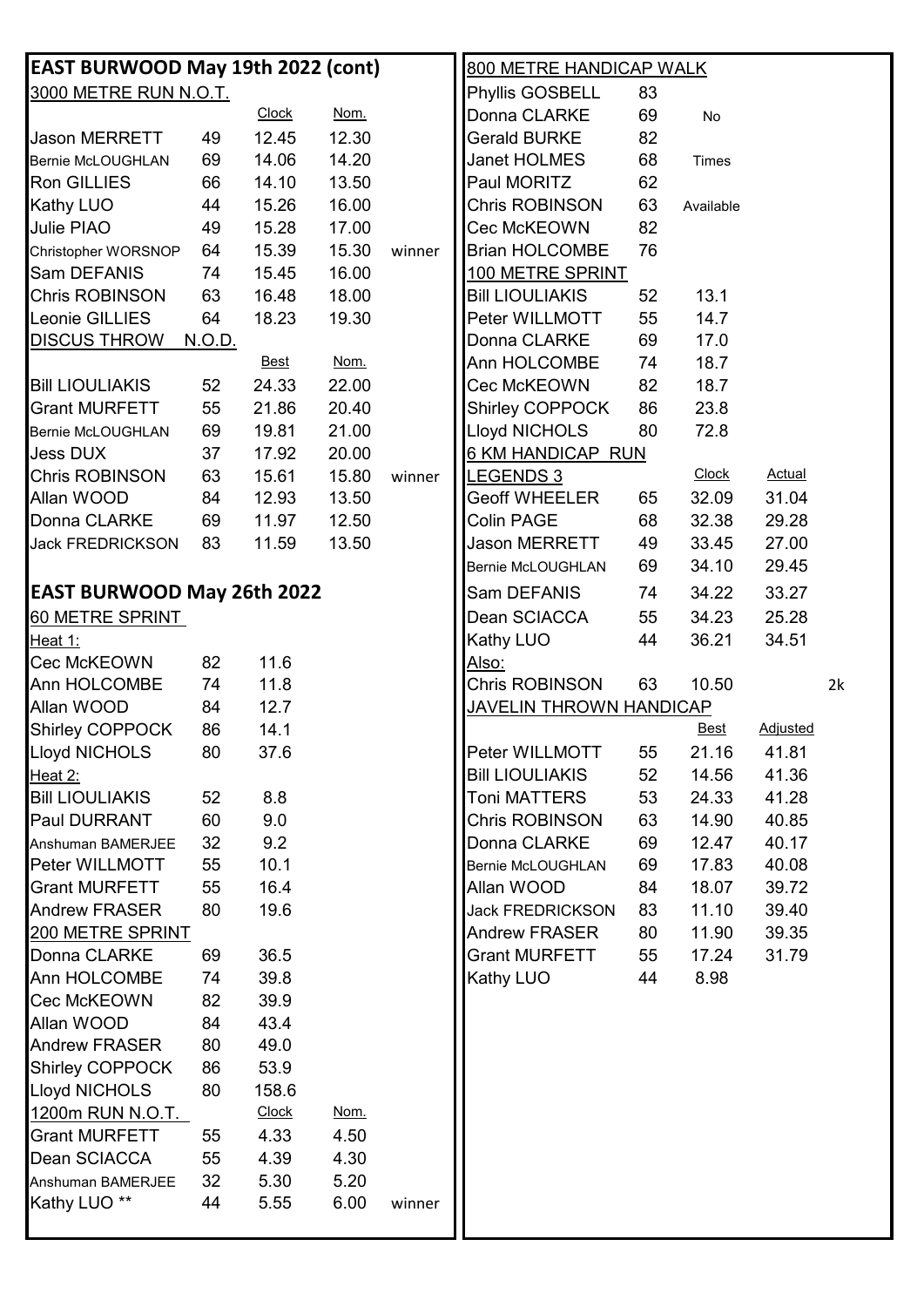## EAST BURWOOD May 19th 2022 (cont)

### 3000 METRE RUN N.O.T.

| | | Clock | Nom. | |
|---|---|---|---|---|
| Jason MERRETT | 49 | 12.45 | 12.30 | |
| Bernie McLOUGHLAN | 69 | 14.06 | 14.20 | |
| Ron GILLIES | 66 | 14.10 | 13.50 | |
| Kathy LUO | 44 | 15.26 | 16.00 | |
| Julie PIAO | 49 | 15.28 | 17.00 | |
| Christopher WORSNOP | 64 | 15.39 | 15.30 | winner |
| Sam DEFANIS | 74 | 15.45 | 16.00 | |
| Chris ROBINSON | 63 | 16.48 | 18.00 | |
| Leonie GILLIES | 64 | 18.23 | 19.30 | |

### DISCUS THROW N.O.D.

| | | Best | Nom. | |
|---|---|---|---|---|
| Bill LIOULIAKIS | 52 | 24.33 | 22.00 | |
| Grant MURFETT | 55 | 21.86 | 20.40 | |
| Bernie McLOUGHLAN | 69 | 19.81 | 21.00 | |
| Jess DUX | 37 | 17.92 | 20.00 | |
| Chris ROBINSON | 63 | 15.61 | 15.80 | winner |
| Allan WOOD | 84 | 12.93 | 13.50 | |
| Donna CLARKE | 69 | 11.97 | 12.50 | |
| Jack FREDRICKSON | 83 | 11.59 | 13.50 | |

## EAST BURWOOD May 26th 2022

### 60 METRE SPRINT

Heat 1:

| | | |
|---|---|---|
| Cec McKEOWN | 82 | 11.6 |
| Ann HOLCOMBE | 74 | 11.8 |
| Allan WOOD | 84 | 12.7 |
| Shirley COPPOCK | 86 | 14.1 |
| Lloyd NICHOLS | 80 | 37.6 |

Heat 2:

| | | |
|---|---|---|
| Bill LIOULIAKIS | 52 | 8.8 |
| Paul DURRANT | 60 | 9.0 |
| Anshuman BAMERJEE | 32 | 9.2 |
| Peter WILLMOTT | 55 | 10.1 |
| Grant MURFETT | 55 | 16.4 |
| Andrew FRASER | 80 | 19.6 |

### 200 METRE SPRINT

| | | |
|---|---|---|
| Donna CLARKE | 69 | 36.5 |
| Ann HOLCOMBE | 74 | 39.8 |
| Cec McKEOWN | 82 | 39.9 |
| Allan WOOD | 84 | 43.4 |
| Andrew FRASER | 80 | 49.0 |
| Shirley COPPOCK | 86 | 53.9 |
| Lloyd NICHOLS | 80 | 158.6 |

### 1200m RUN N.O.T.

| | | Clock | Nom. | |
|---|---|---|---|---|
| Grant MURFETT | 55 | 4.33 | 4.50 | |
| Dean SCIACCA | 55 | 4.39 | 4.30 | |
| Anshuman BAMERJEE | 32 | 5.30 | 5.20 | |
| Kathy LUO ** | 44 | 5.55 | 6.00 | winner |

### 800 METRE HANDICAP WALK

| | | |
|---|---|---|
| Phyllis GOSBELL | 83 | |
| Donna CLARKE | 69 | No |
| Gerald BURKE | 82 | |
| Janet HOLMES | 68 | Times |
| Paul MORITZ | 62 | |
| Chris ROBINSON | 63 | Available |
| Cec McKEOWN | 82 | |
| Brian HOLCOMBE | 76 | |

### 100 METRE SPRINT

| | | |
|---|---|---|
| Bill LIOULIAKIS | 52 | 13.1 |
| Peter WILLMOTT | 55 | 14.7 |
| Donna CLARKE | 69 | 17.0 |
| Ann HOLCOMBE | 74 | 18.7 |
| Cec McKEOWN | 82 | 18.7 |
| Shirley COPPOCK | 86 | 23.8 |
| Lloyd NICHOLS | 80 | 72.8 |

### 6 KM HANDICAP RUN

| LEGENDS 3 | | Clock | Actual | |
|---|---|---|---|---|
| Geoff WHEELER | 65 | 32.09 | 31.04 | |
| Colin PAGE | 68 | 32.38 | 29.28 | |
| Jason MERRETT | 49 | 33.45 | 27.00 | |
| Bernie McLOUGHLAN | 69 | 34.10 | 29.45 | |
| Sam DEFANIS | 74 | 34.22 | 33.27 | |
| Dean SCIACCA | 55 | 34.23 | 25.28 | |
| Kathy LUO | 44 | 36.21 | 34.51 | |
| Also: | | | | |
| Chris ROBINSON | 63 | 10.50 | | 2k |

### JAVELIN THROWN HANDICAP

| | | Best | Adjusted |
|---|---|---|---|
| Peter WILLMOTT | 55 | 21.16 | 41.81 |
| Bill LIOULIAKIS | 52 | 14.56 | 41.36 |
| Toni MATTERS | 53 | 24.33 | 41.28 |
| Chris ROBINSON | 63 | 14.90 | 40.85 |
| Donna CLARKE | 69 | 12.47 | 40.17 |
| Bernie McLOUGHLAN | 69 | 17.83 | 40.08 |
| Allan WOOD | 84 | 18.07 | 39.72 |
| Jack FREDRICKSON | 83 | 11.10 | 39.40 |
| Andrew FRASER | 80 | 11.90 | 39.35 |
| Grant MURFETT | 55 | 17.24 | 31.79 |
| Kathy LUO | 44 | 8.98 | |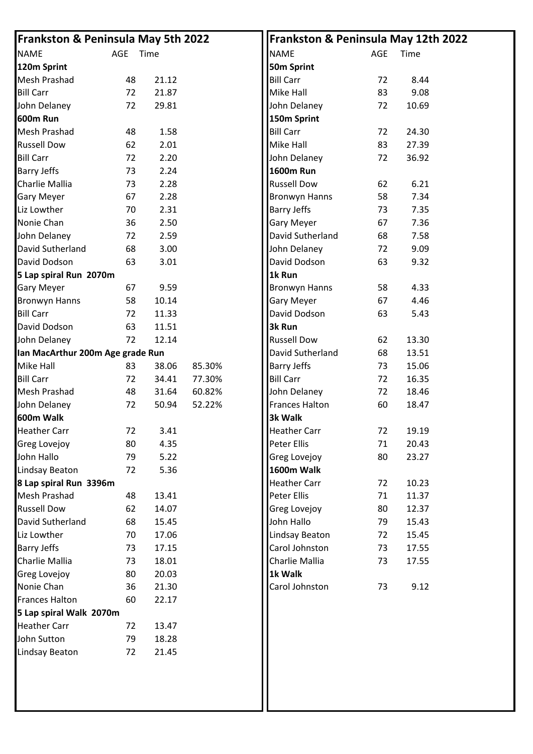## Frankston & Peninsula May 5th 2022

| NAME | AGE | Time | |
|---|---|---|---|
| **120m Sprint** | | | |
| Mesh Prashad | 48 | 21.12 | |
| Bill Carr | 72 | 21.87 | |
| John Delaney | 72 | 29.81 | |
| **600m Run** | | | |
| Mesh Prashad | 48 | 1.58 | |
| Russell Dow | 62 | 2.01 | |
| Bill Carr | 72 | 2.20 | |
| Barry Jeffs | 73 | 2.24 | |
| Charlie Mallia | 73 | 2.28 | |
| Gary Meyer | 67 | 2.28 | |
| Liz Lowther | 70 | 2.31 | |
| Nonie Chan | 36 | 2.50 | |
| John Delaney | 72 | 2.59 | |
| David Sutherland | 68 | 3.00 | |
| David Dodson | 63 | 3.01 | |
| **5 Lap spiral Run 2070m** | | | |
| Gary Meyer | 67 | 9.59 | |
| Bronwyn Hanns | 58 | 10.14 | |
| Bill Carr | 72 | 11.33 | |
| David Dodson | 63 | 11.51 | |
| John Delaney | 72 | 12.14 | |
| **Ian MacArthur 200m Age grade Run** | | | |
| Mike Hall | 83 | 38.06 | 85.30% |
| Bill Carr | 72 | 34.41 | 77.30% |
| Mesh Prashad | 48 | 31.64 | 60.82% |
| John Delaney | 72 | 50.94 | 52.22% |
| **600m Walk** | | | |
| Heather Carr | 72 | 3.41 | |
| Greg Lovejoy | 80 | 4.35 | |
| John Hallo | 79 | 5.22 | |
| Lindsay Beaton | 72 | 5.36 | |
| **8 Lap spiral Run 3396m** | | | |
| Mesh Prashad | 48 | 13.41 | |
| Russell Dow | 62 | 14.07 | |
| David Sutherland | 68 | 15.45 | |
| Liz Lowther | 70 | 17.06 | |
| Barry Jeffs | 73 | 17.15 | |
| Charlie Mallia | 73 | 18.01 | |
| Greg Lovejoy | 80 | 20.03 | |
| Nonie Chan | 36 | 21.30 | |
| Frances Halton | 60 | 22.17 | |
| **5 Lap spiral Walk 2070m** | | | |
| Heather Carr | 72 | 13.47 | |
| John Sutton | 79 | 18.28 | |
| Lindsay Beaton | 72 | 21.45 | |

## Frankston & Peninsula May 12th 2022

| NAME | AGE | Time |
|---|---|---|
| **50m Sprint** | | |
| Bill Carr | 72 | 8.44 |
| Mike Hall | 83 | 9.08 |
| John Delaney | 72 | 10.69 |
| **150m Sprint** | | |
| Bill Carr | 72 | 24.30 |
| Mike Hall | 83 | 27.39 |
| John Delaney | 72 | 36.92 |
| **1600m Run** | | |
| Russell Dow | 62 | 6.21 |
| Bronwyn Hanns | 58 | 7.34 |
| Barry Jeffs | 73 | 7.35 |
| Gary Meyer | 67 | 7.36 |
| David Sutherland | 68 | 7.58 |
| John Delaney | 72 | 9.09 |
| David Dodson | 63 | 9.32 |
| **1k Run** | | |
| Bronwyn Hanns | 58 | 4.33 |
| Gary Meyer | 67 | 4.46 |
| David Dodson | 63 | 5.43 |
| **3k Run** | | |
| Russell Dow | 62 | 13.30 |
| David Sutherland | 68 | 13.51 |
| Barry Jeffs | 73 | 15.06 |
| Bill Carr | 72 | 16.35 |
| John Delaney | 72 | 18.46 |
| Frances Halton | 60 | 18.47 |
| **3k Walk** | | |
| Heather Carr | 72 | 19.19 |
| Peter Ellis | 71 | 20.43 |
| Greg Lovejoy | 80 | 23.27 |
| **1600m Walk** | | |
| Heather Carr | 72 | 10.23 |
| Peter Ellis | 71 | 11.37 |
| Greg Lovejoy | 80 | 12.37 |
| John Hallo | 79 | 15.43 |
| Lindsay Beaton | 72 | 15.45 |
| Carol Johnston | 73 | 17.55 |
| Charlie Mallia | 73 | 17.55 |
| **1k Walk** | | |
| Carol Johnston | 73 | 9.12 |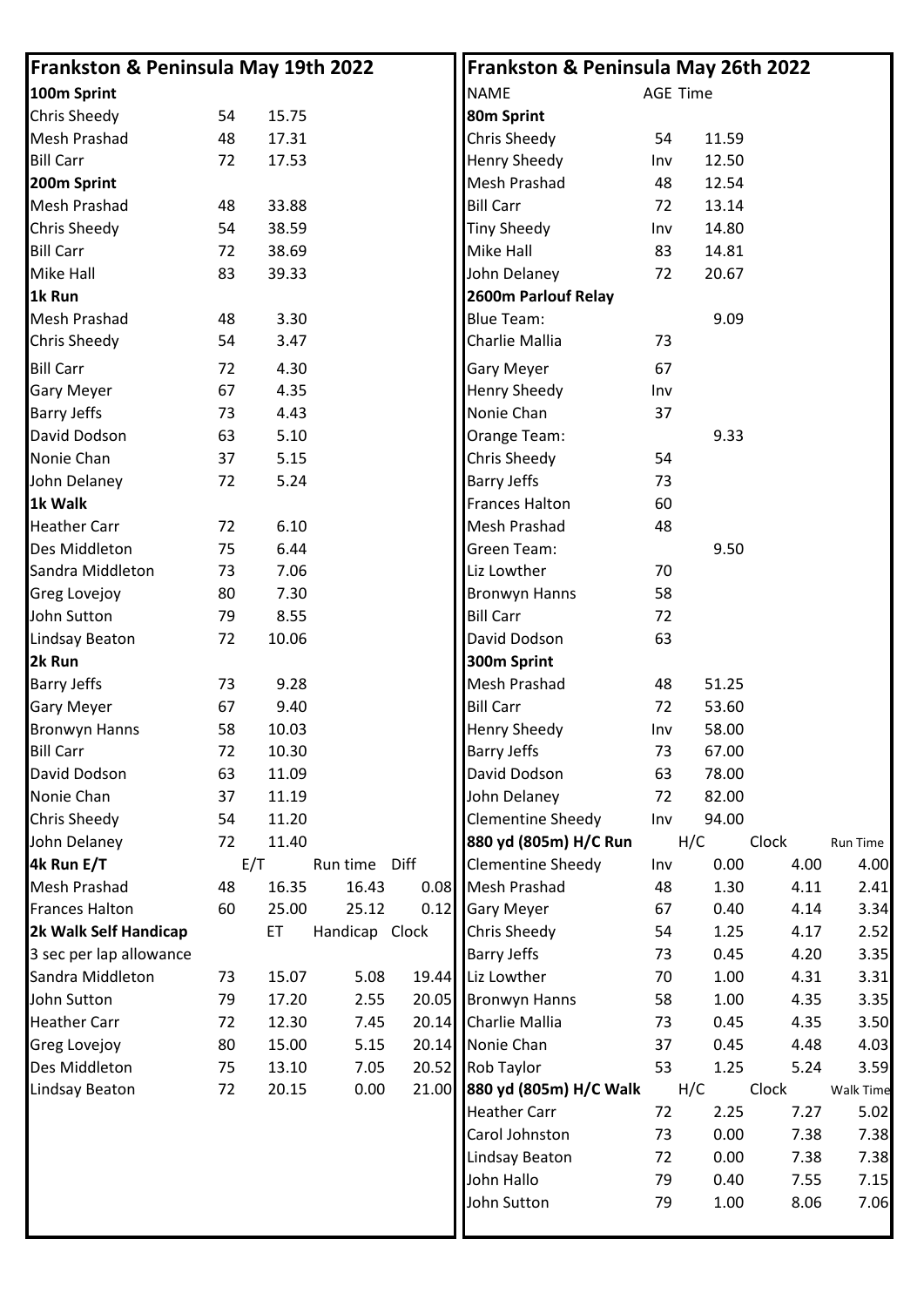## Frankston & Peninsula May 19th 2022

| Event / Name | Age | Time | | |
|---|---|---|---|---|
| **100m Sprint** | | | | |
| Chris Sheedy | 54 | 15.75 | | |
| Mesh Prashad | 48 | 17.31 | | |
| Bill Carr | 72 | 17.53 | | |
| **200m Sprint** | | | | |
| Mesh Prashad | 48 | 33.88 | | |
| Chris Sheedy | 54 | 38.59 | | |
| Bill Carr | 72 | 38.69 | | |
| Mike Hall | 83 | 39.33 | | |
| **1k Run** | | | | |
| Mesh Prashad | 48 | 3.30 | | |
| Chris Sheedy | 54 | 3.47 | | |
| Bill Carr | 72 | 4.30 | | |
| Gary Meyer | 67 | 4.35 | | |
| Barry Jeffs | 73 | 4.43 | | |
| David Dodson | 63 | 5.10 | | |
| Nonie Chan | 37 | 5.15 | | |
| John Delaney | 72 | 5.24 | | |
| **1k Walk** | | | | |
| Heather Carr | 72 | 6.10 | | |
| Des Middleton | 75 | 6.44 | | |
| Sandra Middleton | 73 | 7.06 | | |
| Greg Lovejoy | 80 | 7.30 | | |
| John Sutton | 79 | 8.55 | | |
| Lindsay Beaton | 72 | 10.06 | | |
| **2k Run** | | | | |
| Barry Jeffs | 73 | 9.28 | | |
| Gary Meyer | 67 | 9.40 | | |
| Bronwyn Hanns | 58 | 10.03 | | |
| Bill Carr | 72 | 10.30 | | |
| David Dodson | 63 | 11.09 | | |
| Nonie Chan | 37 | 11.19 | | |
| Chris Sheedy | 54 | 11.20 | | |
| John Delaney | 72 | 11.40 | | |
| **4k Run E/T** | | E/T | Run time | Diff |
| Mesh Prashad | 48 | 16.35 | 16.43 | 0.08 |
| Frances Halton | 60 | 25.00 | 25.12 | 0.12 |
| **2k Walk Self Handicap** | | ET | Handicap | Clock |
| 3 sec per lap allowance | | | | |
| Sandra Middleton | 73 | 15.07 | 5.08 | 19.44 |
| John Sutton | 79 | 17.20 | 2.55 | 20.05 |
| Heather Carr | 72 | 12.30 | 7.45 | 20.14 |
| Greg Lovejoy | 80 | 15.00 | 5.15 | 20.14 |
| Des Middleton | 75 | 13.10 | 7.05 | 20.52 |
| Lindsay Beaton | 72 | 20.15 | 0.00 | 21.00 |

## Frankston & Peninsula May 26th 2022

| NAME | AGE | Time | | |
|---|---|---|---|---|
| **80m Sprint** | | | | |
| Chris Sheedy | 54 | 11.59 | | |
| Henry Sheedy | Inv | 12.50 | | |
| Mesh Prashad | 48 | 12.54 | | |
| Bill Carr | 72 | 13.14 | | |
| Tiny Sheedy | Inv | 14.80 | | |
| Mike Hall | 83 | 14.81 | | |
| John Delaney | 72 | 20.67 | | |
| **2600m Parlouf Relay** | | | | |
| Blue Team: | | 9.09 | | |
| Charlie Mallia | 73 | | | |
| Gary Meyer | 67 | | | |
| Henry Sheedy | Inv | | | |
| Nonie Chan | 37 | | | |
| Orange Team: | | 9.33 | | |
| Chris Sheedy | 54 | | | |
| Barry Jeffs | 73 | | | |
| Frances Halton | 60 | | | |
| Mesh Prashad | 48 | | | |
| Green Team: | | 9.50 | | |
| Liz Lowther | 70 | | | |
| Bronwyn Hanns | 58 | | | |
| Bill Carr | 72 | | | |
| David Dodson | 63 | | | |
| **300m Sprint** | | | | |
| Mesh Prashad | 48 | 51.25 | | |
| Bill Carr | 72 | 53.60 | | |
| Henry Sheedy | Inv | 58.00 | | |
| Barry Jeffs | 73 | 67.00 | | |
| David Dodson | 63 | 78.00 | | |
| John Delaney | 72 | 82.00 | | |
| Clementine Sheedy | Inv | 94.00 | | |
| **880 yd (805m) H/C Run** | | H/C | Clock | Run Time |
| Clementine Sheedy | Inv | 0.00 | 4.00 | 4.00 |
| Mesh Prashad | 48 | 1.30 | 4.11 | 2.41 |
| Gary Meyer | 67 | 0.40 | 4.14 | 3.34 |
| Chris Sheedy | 54 | 1.25 | 4.17 | 2.52 |
| Barry Jeffs | 73 | 0.45 | 4.20 | 3.35 |
| Liz Lowther | 70 | 1.00 | 4.31 | 3.31 |
| Bronwyn Hanns | 58 | 1.00 | 4.35 | 3.35 |
| Charlie Mallia | 73 | 0.45 | 4.35 | 3.50 |
| Nonie Chan | 37 | 0.45 | 4.48 | 4.03 |
| Rob Taylor | 53 | 1.25 | 5.24 | 3.59 |
| **880 yd (805m) H/C Walk** | | H/C | Clock | Walk Time |
| Heather Carr | 72 | 2.25 | 7.27 | 5.02 |
| Carol Johnston | 73 | 0.00 | 7.38 | 7.38 |
| Lindsay Beaton | 72 | 0.00 | 7.38 | 7.38 |
| John Hallo | 79 | 0.40 | 7.55 | 7.15 |
| John Sutton | 79 | 1.00 | 8.06 | 7.06 |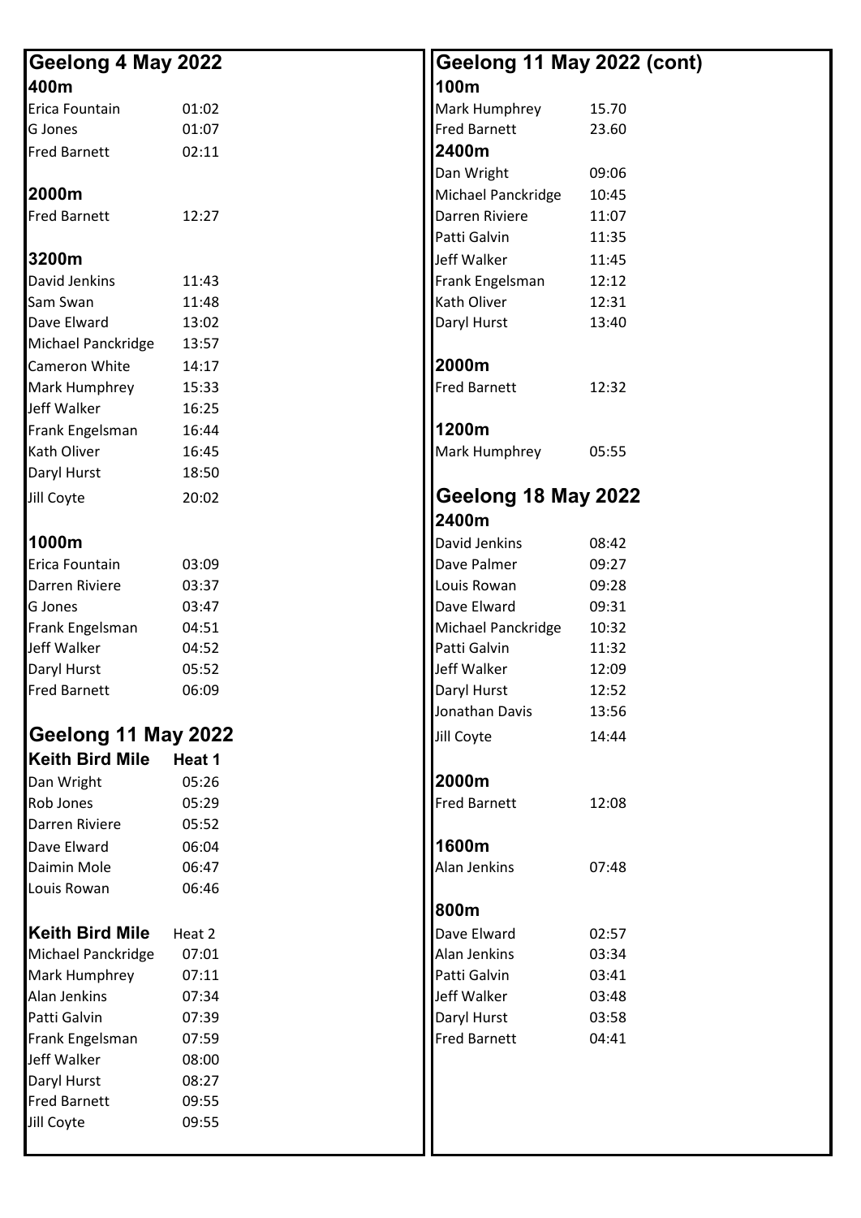## Geelong 4 May 2022

### 400m

| | |
|---|---|
| Erica Fountain | 01:02 |
| G Jones | 01:07 |
| Fred Barnett | 02:11 |

### 2000m

| | |
|---|---|
| Fred Barnett | 12:27 |

### 3200m

| | |
|---|---|
| David Jenkins | 11:43 |
| Sam Swan | 11:48 |
| Dave Elward | 13:02 |
| Michael Panckridge | 13:57 |
| Cameron White | 14:17 |
| Mark Humphrey | 15:33 |
| Jeff Walker | 16:25 |
| Frank Engelsman | 16:44 |
| Kath Oliver | 16:45 |
| Daryl Hurst | 18:50 |
| Jill Coyte | 20:02 |

### 1000m

| | |
|---|---|
| Erica Fountain | 03:09 |
| Darren Riviere | 03:37 |
| G Jones | 03:47 |
| Frank Engelsman | 04:51 |
| Jeff Walker | 04:52 |
| Daryl Hurst | 05:52 |
| Fred Barnett | 06:09 |

## Geelong 11 May 2022

### Keith Bird Mile Heat 1

| | |
|---|---|
| Dan Wright | 05:26 |
| Rob Jones | 05:29 |
| Darren Riviere | 05:52 |
| Dave Elward | 06:04 |
| Daimin Mole | 06:47 |
| Louis Rowan | 06:46 |

### Keith Bird Mile Heat 2

| | |
|---|---|
| Michael Panckridge | 07:01 |
| Mark Humphrey | 07:11 |
| Alan Jenkins | 07:34 |
| Patti Galvin | 07:39 |
| Frank Engelsman | 07:59 |
| Jeff Walker | 08:00 |
| Daryl Hurst | 08:27 |
| Fred Barnett | 09:55 |
| Jill Coyte | 09:55 |

## Geelong 11 May 2022 (cont)

### 100m

| | |
|---|---|
| Mark Humphrey | 15.70 |
| Fred Barnett | 23.60 |

### 2400m

| | |
|---|---|
| Dan Wright | 09:06 |
| Michael Panckridge | 10:45 |
| Darren Riviere | 11:07 |
| Patti Galvin | 11:35 |
| Jeff Walker | 11:45 |
| Frank Engelsman | 12:12 |
| Kath Oliver | 12:31 |
| Daryl Hurst | 13:40 |

### 2000m

| | |
|---|---|
| Fred Barnett | 12:32 |

### 1200m

| | |
|---|---|
| Mark Humphrey | 05:55 |

## Geelong 18 May 2022

### 2400m

| | |
|---|---|
| David Jenkins | 08:42 |
| Dave Palmer | 09:27 |
| Louis Rowan | 09:28 |
| Dave Elward | 09:31 |
| Michael Panckridge | 10:32 |
| Patti Galvin | 11:32 |
| Jeff Walker | 12:09 |
| Daryl Hurst | 12:52 |
| Jonathan Davis | 13:56 |
| Jill Coyte | 14:44 |

### 2000m

| | |
|---|---|
| Fred Barnett | 12:08 |

### 1600m

| | |
|---|---|
| Alan Jenkins | 07:48 |

### 800m

| | |
|---|---|
| Dave Elward | 02:57 |
| Alan Jenkins | 03:34 |
| Patti Galvin | 03:41 |
| Jeff Walker | 03:48 |
| Daryl Hurst | 03:58 |
| Fred Barnett | 04:41 |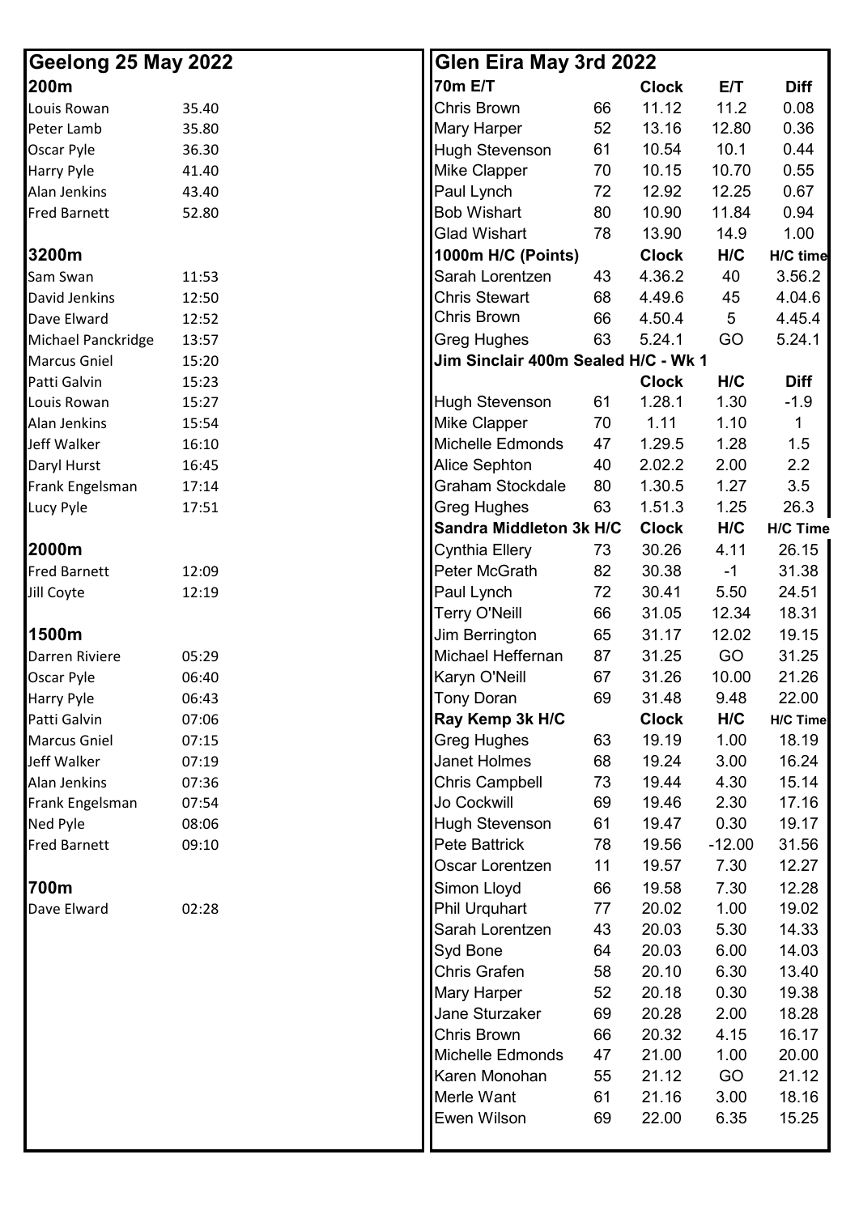## Geelong 25 May 2022

### 200m

| Name | Time |
|---|---|
| Louis Rowan | 35.40 |
| Peter Lamb | 35.80 |
| Oscar Pyle | 36.30 |
| Harry Pyle | 41.40 |
| Alan Jenkins | 43.40 |
| Fred Barnett | 52.80 |

### 3200m

| Name | Time |
|---|---|
| Sam Swan | 11:53 |
| David Jenkins | 12:50 |
| Dave Elward | 12:52 |
| Michael Panckridge | 13:57 |
| Marcus Gniel | 15:20 |
| Patti Galvin | 15:23 |
| Louis Rowan | 15:27 |
| Alan Jenkins | 15:54 |
| Jeff Walker | 16:10 |
| Daryl Hurst | 16:45 |
| Frank Engelsman | 17:14 |
| Lucy Pyle | 17:51 |

### 2000m

| Name | Time |
|---|---|
| Fred Barnett | 12:09 |
| Jill Coyte | 12:19 |

### 1500m

| Name | Time |
|---|---|
| Darren Riviere | 05:29 |
| Oscar Pyle | 06:40 |
| Harry Pyle | 06:43 |
| Patti Galvin | 07:06 |
| Marcus Gniel | 07:15 |
| Jeff Walker | 07:19 |
| Alan Jenkins | 07:36 |
| Frank Engelsman | 07:54 |
| Ned Pyle | 08:06 |
| Fred Barnett | 09:10 |

### 700m

| Name | Time |
|---|---|
| Dave Elward | 02:28 |

## Glen Eira May 3rd 2022

| 70m E/T | | Clock | E/T | Diff |
|---|---|---|---|---|
| Chris Brown | 66 | 11.12 | 11.2 | 0.08 |
| Mary Harper | 52 | 13.16 | 12.80 | 0.36 |
| Hugh Stevenson | 61 | 10.54 | 10.1 | 0.44 |
| Mike Clapper | 70 | 10.15 | 10.70 | 0.55 |
| Paul Lynch | 72 | 12.92 | 12.25 | 0.67 |
| Bob Wishart | 80 | 10.90 | 11.84 | 0.94 |
| Glad Wishart | 78 | 13.90 | 14.9 | 1.00 |

| 1000m H/C (Points) | | Clock | H/C | H/C time |
|---|---|---|---|---|
| Sarah Lorentzen | 43 | 4.36.2 | 40 | 3.56.2 |
| Chris Stewart | 68 | 4.49.6 | 45 | 4.04.6 |
| Chris Brown | 66 | 4.50.4 | 5 | 4.45.4 |
| Greg Hughes | 63 | 5.24.1 | GO | 5.24.1 |

**Jim Sinclair 400m Sealed H/C - Wk 1**

| | | Clock | H/C | Diff |
|---|---|---|---|---|
| Hugh Stevenson | 61 | 1.28.1 | 1.30 | -1.9 |
| Mike Clapper | 70 | 1.11 | 1.10 | 1 |
| Michelle Edmonds | 47 | 1.29.5 | 1.28 | 1.5 |
| Alice Sephton | 40 | 2.02.2 | 2.00 | 2.2 |
| Graham Stockdale | 80 | 1.30.5 | 1.27 | 3.5 |
| Greg Hughes | 63 | 1.51.3 | 1.25 | 26.3 |

| Sandra Middleton 3k H/C | | Clock | H/C | H/C Time |
|---|---|---|---|---|
| Cynthia Ellery | 73 | 30.26 | 4.11 | 26.15 |
| Peter McGrath | 82 | 30.38 | -1 | 31.38 |
| Paul Lynch | 72 | 30.41 | 5.50 | 24.51 |
| Terry O'Neill | 66 | 31.05 | 12.34 | 18.31 |
| Jim Berrington | 65 | 31.17 | 12.02 | 19.15 |
| Michael Heffernan | 87 | 31.25 | GO | 31.25 |
| Karyn O'Neill | 67 | 31.26 | 10.00 | 21.26 |
| Tony Doran | 69 | 31.48 | 9.48 | 22.00 |

| Ray Kemp 3k H/C | | Clock | H/C | H/C Time |
|---|---|---|---|---|
| Greg Hughes | 63 | 19.19 | 1.00 | 18.19 |
| Janet Holmes | 68 | 19.24 | 3.00 | 16.24 |
| Chris Campbell | 73 | 19.44 | 4.30 | 15.14 |
| Jo Cockwill | 69 | 19.46 | 2.30 | 17.16 |
| Hugh Stevenson | 61 | 19.47 | 0.30 | 19.17 |
| Pete Battrick | 78 | 19.56 | -12.00 | 31.56 |
| Oscar Lorentzen | 11 | 19.57 | 7.30 | 12.27 |
| Simon Lloyd | 66 | 19.58 | 7.30 | 12.28 |
| Phil Urquhart | 77 | 20.02 | 1.00 | 19.02 |
| Sarah Lorentzen | 43 | 20.03 | 5.30 | 14.33 |
| Syd Bone | 64 | 20.03 | 6.00 | 14.03 |
| Chris Grafen | 58 | 20.10 | 6.30 | 13.40 |
| Mary Harper | 52 | 20.18 | 0.30 | 19.38 |
| Jane Sturzaker | 69 | 20.28 | 2.00 | 18.28 |
| Chris Brown | 66 | 20.32 | 4.15 | 16.17 |
| Michelle Edmonds | 47 | 21.00 | 1.00 | 20.00 |
| Karen Monohan | 55 | 21.12 | GO | 21.12 |
| Merle Want | 61 | 21.16 | 3.00 | 18.16 |
| Ewen Wilson | 69 | 22.00 | 6.35 | 15.25 |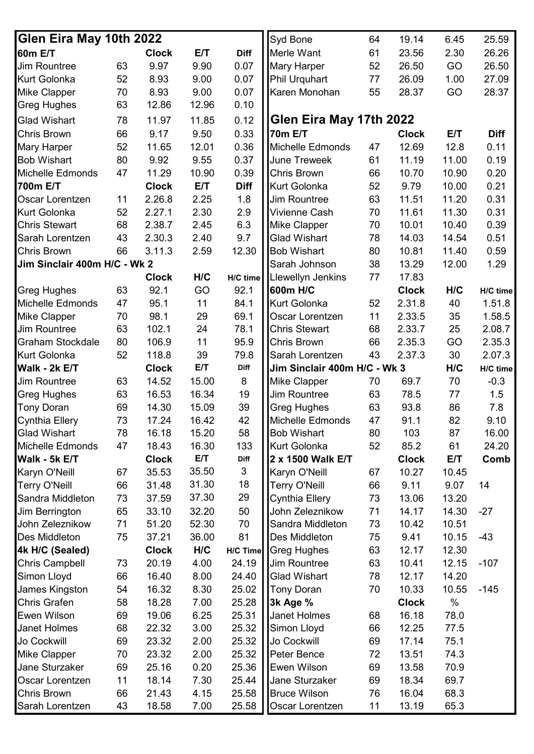## Glen Eira May 10th 2022

| 60m E/T | | Clock | E/T | Diff |
|---|---|---|---|---|
| Jim Rountree | 63 | 9.97 | 9.90 | 0.07 |
| Kurt Golonka | 52 | 8.93 | 9.00 | 0.07 |
| Mike Clapper | 70 | 8.93 | 9.00 | 0.07 |
| Greg Hughes | 63 | 12.86 | 12.96 | 0.10 |
| Glad Wishart | 78 | 11.97 | 11.85 | 0.12 |
| Chris Brown | 66 | 9.17 | 9.50 | 0.33 |
| Mary Harper | 52 | 11.65 | 12.01 | 0.36 |
| Bob Wishart | 80 | 9.92 | 9.55 | 0.37 |
| Michelle Edmonds | 47 | 11.29 | 10.90 | 0.39 |

| 700m E/T | | Clock | E/T | Diff |
|---|---|---|---|---|
| Oscar Lorentzen | 11 | 2.26.8 | 2.25 | 1.8 |
| Kurt Golonka | 52 | 2.27.1 | 2.30 | 2.9 |
| Chris Stewart | 68 | 2.38.7 | 2.45 | 6.3 |
| Sarah Lorentzen | 43 | 2.30.3 | 2.40 | 9.7 |
| Chris Brown | 66 | 3.11.3 | 2.59 | 12.30 |

**Jim Sinclair 400m H/C - Wk 2**

| | | Clock | H/C | H/C time |
|---|---|---|---|---|
| Greg Hughes | 63 | 92.1 | GO | 92.1 |
| Michelle Edmonds | 47 | 95.1 | 11 | 84.1 |
| Mike Clapper | 70 | 98.1 | 29 | 69.1 |
| Jim Rountree | 63 | 102.1 | 24 | 78.1 |
| Graham Stockdale | 80 | 106.9 | 11 | 95.9 |
| Kurt Golonka | 52 | 118.8 | 39 | 79.8 |

| Walk - 2k E/T | | Clock | E/T | Diff |
|---|---|---|---|---|
| Jim Rountree | 63 | 14.52 | 15.00 | 8 |
| Greg Hughes | 63 | 16.53 | 16.34 | 19 |
| Tony Doran | 69 | 14.30 | 15.09 | 39 |
| Cynthia Ellery | 73 | 17.24 | 16.42 | 42 |
| Glad Wishart | 78 | 16.18 | 15.20 | 58 |
| Michelle Edmonds | 47 | 18.43 | 16.30 | 133 |

| Walk - 5k E/T | | Clock | E/T | Diff |
|---|---|---|---|---|
| Karyn O'Neill | 67 | 35.53 | 35.50 | 3 |
| Terry O'Neill | 66 | 31.48 | 31.30 | 18 |
| Sandra Middleton | 73 | 37.59 | 37.30 | 29 |
| Jim Berrington | 65 | 33.10 | 32.20 | 50 |
| John Zeleznikow | 71 | 51.20 | 52.30 | 70 |
| Des Middleton | 75 | 37.21 | 36.00 | 81 |

| 4k H/C (Sealed) | | Clock | H/C | H/C Time |
|---|---|---|---|---|
| Chris Campbell | 73 | 20.19 | 4.00 | 24.19 |
| Simon Lloyd | 66 | 16.40 | 8.00 | 24.40 |
| James Kingston | 54 | 16.32 | 8.30 | 25.02 |
| Chris Grafen | 58 | 18.28 | 7.00 | 25.28 |
| Ewen Wilson | 69 | 19.06 | 6.25 | 25.31 |
| Janet Holmes | 68 | 22.32 | 3.00 | 25.32 |
| Jo Cockwill | 69 | 23.32 | 2.00 | 25.32 |
| Mike Clapper | 70 | 23.32 | 2.00 | 25.32 |
| Jane Sturzaker | 69 | 25.16 | 0.20 | 25.36 |
| Oscar Lorentzen | 11 | 18.14 | 7.30 | 25.44 |
| Chris Brown | 66 | 21.43 | 4.15 | 25.58 |
| Sarah Lorentzen | 43 | 18.58 | 7.00 | 25.58 |
| Syd Bone | 64 | 19.14 | 6.45 | 25.59 |
| Merle Want | 61 | 23.56 | 2.30 | 26.26 |
| Mary Harper | 52 | 26.50 | GO | 26.50 |
| Phil Urquhart | 77 | 26.09 | 1.00 | 27.09 |
| Karen Monohan | 55 | 28.37 | GO | 28.37 |

## Glen Eira May 17th 2022

| 70m E/T | | Clock | E/T | Diff |
|---|---|---|---|---|
| Michelle Edmonds | 47 | 12.69 | 12.8 | 0.11 |
| June Treweek | 61 | 11.19 | 11.00 | 0.19 |
| Chris Brown | 66 | 10.70 | 10.90 | 0.20 |
| Kurt Golonka | 52 | 9.79 | 10.00 | 0.21 |
| Jim Rountree | 63 | 11.51 | 11.20 | 0.31 |
| Vivienne Cash | 70 | 11.61 | 11.30 | 0.31 |
| Mike Clapper | 70 | 10.01 | 10.40 | 0.39 |
| Glad Wishart | 78 | 14.03 | 14.54 | 0.51 |
| Bob Wishart | 80 | 10.81 | 11.40 | 0.59 |
| Sarah Johnson | 38 | 13.29 | 12.00 | 1.29 |
| Llewellyn Jenkins | 77 | 17.83 | | |

| 600m H/C | | Clock | H/C | H/C time |
|---|---|---|---|---|
| Kurt Golonka | 52 | 2.31.8 | 40 | 1.51.8 |
| Oscar Lorentzen | 11 | 2.33.5 | 35 | 1.58.5 |
| Chris Stewart | 68 | 2.33.7 | 25 | 2.08.7 |
| Chris Brown | 66 | 2.35.3 | GO | 2.35.3 |
| Sarah Lorentzen | 43 | 2.37.3 | 30 | 2.07.3 |

| Jim Sinclair 400m H/C - Wk 3 | | | H/C | H/C time |
|---|---|---|---|---|
| Mike Clapper | 70 | 69.7 | 70 | -0.3 |
| Jim Rountree | 63 | 78.5 | 77 | 1.5 |
| Greg Hughes | 63 | 93.8 | 86 | 7.8 |
| Michelle Edmonds | 47 | 91.1 | 82 | 9.10 |
| Bob Wishart | 80 | 103 | 87 | 16.00 |
| Kurt Golonka | 52 | 85.2 | 61 | 24.20 |

| 2 x 1500 Walk E/T | | Clock | E/T | Comb |
|---|---|---|---|---|
| Karyn O'Neill | 67 | 10.27 | 10.45 | |
| Terry O'Neill | 66 | 9.11 | 9.07 | 14 |
| Cynthia Ellery | 73 | 13.06 | 13.20 | |
| John Zeleznikow | 71 | 14.17 | 14.30 | -27 |
| Sandra Middleton | 73 | 10.42 | 10.51 | |
| Des Middleton | 75 | 9.41 | 10.15 | -43 |
| Greg Hughes | 63 | 12.17 | 12.30 | |
| Jim Rountree | 63 | 10.41 | 12.15 | -107 |
| Glad Wishart | 78 | 12.17 | 14.20 | |
| Tony Doran | 70 | 10.33 | 10.55 | -145 |

| 3k Age % | | Clock | % |
|---|---|---|---|
| Janet Holmes | 68 | 16.18 | 78.0 |
| Simon Lloyd | 66 | 12.25 | 77.5 |
| Jo Cockwill | 69 | 17.14 | 75.1 |
| Peter Bence | 72 | 13.51 | 74.3 |
| Ewen Wilson | 69 | 13.58 | 70.9 |
| Jane Sturzaker | 69 | 18.34 | 69.7 |
| Bruce Wilson | 76 | 16.04 | 68.3 |
| Oscar Lorentzen | 11 | 13.19 | 65.3 |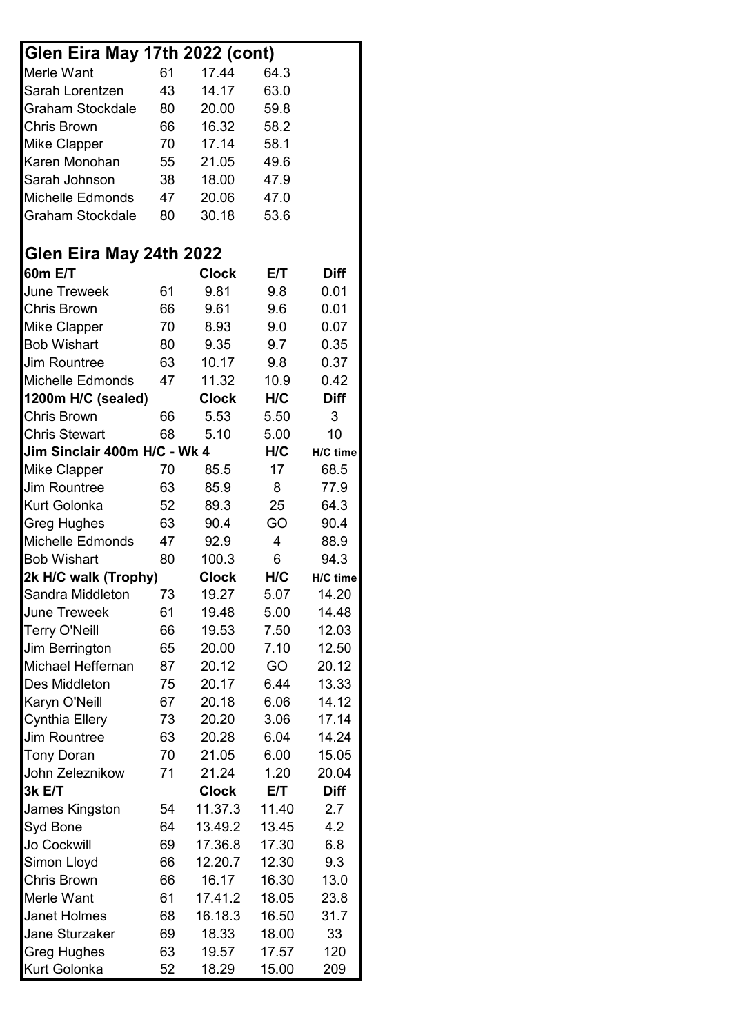## Glen Eira May 17th 2022 (cont)

| | | | |
|---|---|---|---|
| Merle Want | 61 | 17.44 | 64.3 |
| Sarah Lorentzen | 43 | 14.17 | 63.0 |
| Graham Stockdale | 80 | 20.00 | 59.8 |
| Chris Brown | 66 | 16.32 | 58.2 |
| Mike Clapper | 70 | 17.14 | 58.1 |
| Karen Monohan | 55 | 21.05 | 49.6 |
| Sarah Johnson | 38 | 18.00 | 47.9 |
| Michelle Edmonds | 47 | 20.06 | 47.0 |
| Graham Stockdale | 80 | 30.18 | 53.6 |

## Glen Eira May 24th 2022

| **60m E/T** | | **Clock** | **E/T** | **Diff** |
|---|---|---|---|---|
| June Treweek | 61 | 9.81 | 9.8 | 0.01 |
| Chris Brown | 66 | 9.61 | 9.6 | 0.01 |
| Mike Clapper | 70 | 8.93 | 9.0 | 0.07 |
| Bob Wishart | 80 | 9.35 | 9.7 | 0.35 |
| Jim Rountree | 63 | 10.17 | 9.8 | 0.37 |
| Michelle Edmonds | 47 | 11.32 | 10.9 | 0.42 |
| **1200m H/C (sealed)** | | **Clock** | **H/C** | **Diff** |
| Chris Brown | 66 | 5.53 | 5.50 | 3 |
| Chris Stewart | 68 | 5.10 | 5.00 | 10 |
| **Jim Sinclair 400m H/C - Wk 4** | | | **H/C** | **H/C time** |
| Mike Clapper | 70 | 85.5 | 17 | 68.5 |
| Jim Rountree | 63 | 85.9 | 8 | 77.9 |
| Kurt Golonka | 52 | 89.3 | 25 | 64.3 |
| Greg Hughes | 63 | 90.4 | GO | 90.4 |
| Michelle Edmonds | 47 | 92.9 | 4 | 88.9 |
| Bob Wishart | 80 | 100.3 | 6 | 94.3 |
| **2k H/C walk (Trophy)** | | **Clock** | **H/C** | **H/C time** |
| Sandra Middleton | 73 | 19.27 | 5.07 | 14.20 |
| June Treweek | 61 | 19.48 | 5.00 | 14.48 |
| Terry O'Neill | 66 | 19.53 | 7.50 | 12.03 |
| Jim Berrington | 65 | 20.00 | 7.10 | 12.50 |
| Michael Heffernan | 87 | 20.12 | GO | 20.12 |
| Des Middleton | 75 | 20.17 | 6.44 | 13.33 |
| Karyn O'Neill | 67 | 20.18 | 6.06 | 14.12 |
| Cynthia Ellery | 73 | 20.20 | 3.06 | 17.14 |
| Jim Rountree | 63 | 20.28 | 6.04 | 14.24 |
| Tony Doran | 70 | 21.05 | 6.00 | 15.05 |
| John Zeleznikow | 71 | 21.24 | 1.20 | 20.04 |
| **3k E/T** | | **Clock** | **E/T** | **Diff** |
| James Kingston | 54 | 11.37.3 | 11.40 | 2.7 |
| Syd Bone | 64 | 13.49.2 | 13.45 | 4.2 |
| Jo Cockwill | 69 | 17.36.8 | 17.30 | 6.8 |
| Simon Lloyd | 66 | 12.20.7 | 12.30 | 9.3 |
| Chris Brown | 66 | 16.17 | 16.30 | 13.0 |
| Merle Want | 61 | 17.41.2 | 18.05 | 23.8 |
| Janet Holmes | 68 | 16.18.3 | 16.50 | 31.7 |
| Jane Sturzaker | 69 | 18.33 | 18.00 | 33 |
| Greg Hughes | 63 | 19.57 | 17.57 | 120 |
| Kurt Golonka | 52 | 18.29 | 15.00 | 209 |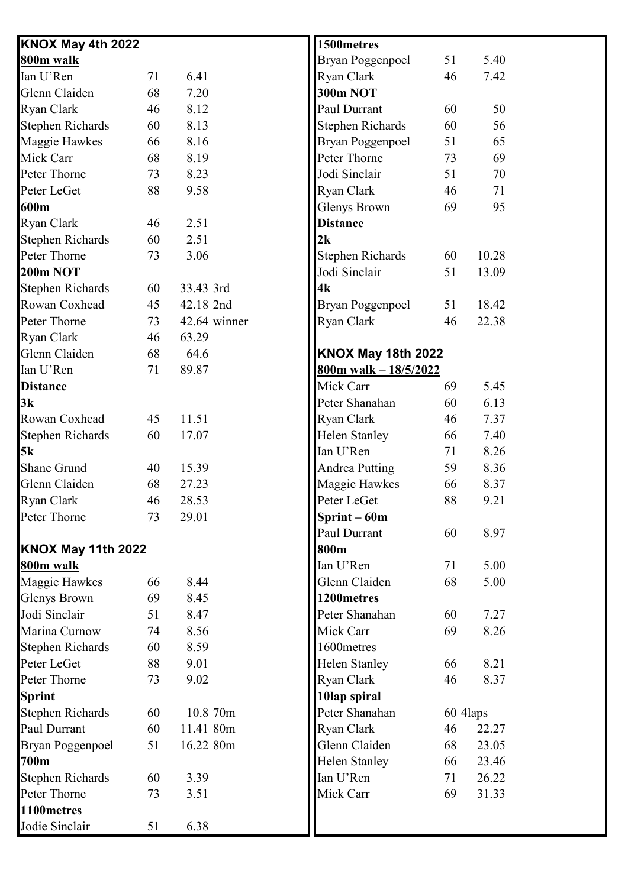## KNOX May 4th 2022

**800m walk**

| Name | Age | Time |
|---|---|---|
| Ian U'Ren | 71 | 6.41 |
| Glenn Claiden | 68 | 7.20 |
| Ryan Clark | 46 | 8.12 |
| Stephen Richards | 60 | 8.13 |
| Maggie Hawkes | 66 | 8.16 |
| Mick Carr | 68 | 8.19 |
| Peter Thorne | 73 | 8.23 |
| Peter LeGet | 88 | 9.58 |

**600m**

| Name | Age | Time |
|---|---|---|
| Ryan Clark | 46 | 2.51 |
| Stephen Richards | 60 | 2.51 |
| Peter Thorne | 73 | 3.06 |

**200m NOT**

| Name | Age | Time |
|---|---|---|
| Stephen Richards | 60 | 33.43 3rd |
| Rowan Coxhead | 45 | 42.18 2nd |
| Peter Thorne | 73 | 42.64 winner |
| Ryan Clark | 46 | 63.29 |
| Glenn Claiden | 68 | 64.6 |
| Ian U'Ren | 71 | 89.87 |

**Distance**

**3k**

| Name | Age | Time |
|---|---|---|
| Rowan Coxhead | 45 | 11.51 |
| Stephen Richards | 60 | 17.07 |

**5k**

| Name | Age | Time |
|---|---|---|
| Shane Grund | 40 | 15.39 |
| Glenn Claiden | 68 | 27.23 |
| Ryan Clark | 46 | 28.53 |
| Peter Thorne | 73 | 29.01 |

## KNOX May 11th 2022

**800m walk**

| Name | Age | Time |
|---|---|---|
| Maggie Hawkes | 66 | 8.44 |
| Glenys Brown | 69 | 8.45 |
| Jodi Sinclair | 51 | 8.47 |
| Marina Curnow | 74 | 8.56 |
| Stephen Richards | 60 | 8.59 |
| Peter LeGet | 88 | 9.01 |
| Peter Thorne | 73 | 9.02 |

**Sprint**

| Name | Age | Time |
|---|---|---|
| Stephen Richards | 60 | 10.8 70m |
| Paul Durrant | 60 | 11.41 80m |
| Bryan Poggenpoel | 51 | 16.22 80m |

**700m**

| Name | Age | Time |
|---|---|---|
| Stephen Richards | 60 | 3.39 |
| Peter Thorne | 73 | 3.51 |

**1100metres**

| Name | Age | Time |
|---|---|---|
| Jodie Sinclair | 51 | 6.38 |

**1500metres**

| Name | Age | Time |
|---|---|---|
| Bryan Poggenpoel | 51 | 5.40 |
| Ryan Clark | 46 | 7.42 |

**300m NOT**

| Name | Age | Time |
|---|---|---|
| Paul Durrant | 60 | 50 |
| Stephen Richards | 60 | 56 |
| Bryan Poggenpoel | 51 | 65 |
| Peter Thorne | 73 | 69 |
| Jodi Sinclair | 51 | 70 |
| Ryan Clark | 46 | 71 |
| Glenys Brown | 69 | 95 |

**Distance**

**2k**

| Name | Age | Time |
|---|---|---|
| Stephen Richards | 60 | 10.28 |
| Jodi Sinclair | 51 | 13.09 |

**4k**

| Name | Age | Time |
|---|---|---|
| Bryan Poggenpoel | 51 | 18.42 |
| Ryan Clark | 46 | 22.38 |

## KNOX May 18th 2022

**800m walk – 18/5/2022**

| Name | Age | Time |
|---|---|---|
| Mick Carr | 69 | 5.45 |
| Peter Shanahan | 60 | 6.13 |
| Ryan Clark | 46 | 7.37 |
| Helen Stanley | 66 | 7.40 |
| Ian U'Ren | 71 | 8.26 |
| Andrea Putting | 59 | 8.36 |
| Maggie Hawkes | 66 | 8.37 |
| Peter LeGet | 88 | 9.21 |

**Sprint – 60m**

| Name | Age | Time |
|---|---|---|
| Paul Durrant | 60 | 8.97 |

**800m**

| Name | Age | Time |
|---|---|---|
| Ian U'Ren | 71 | 5.00 |
| Glenn Claiden | 68 | 5.00 |

**1200metres**

| Name | Age | Time |
|---|---|---|
| Peter Shanahan | 60 | 7.27 |
| Mick Carr | 69 | 8.26 |

1600metres

| Name | Age | Time |
|---|---|---|
| Helen Stanley | 66 | 8.21 |
| Ryan Clark | 46 | 8.37 |

**10lap spiral**

| Name | Age | Time |
|---|---|---|
| Peter Shanahan | 60 | 4laps |
| Ryan Clark | 46 | 22.27 |
| Glenn Claiden | 68 | 23.05 |
| Helen Stanley | 66 | 23.46 |
| Ian U'Ren | 71 | 26.22 |
| Mick Carr | 69 | 31.33 |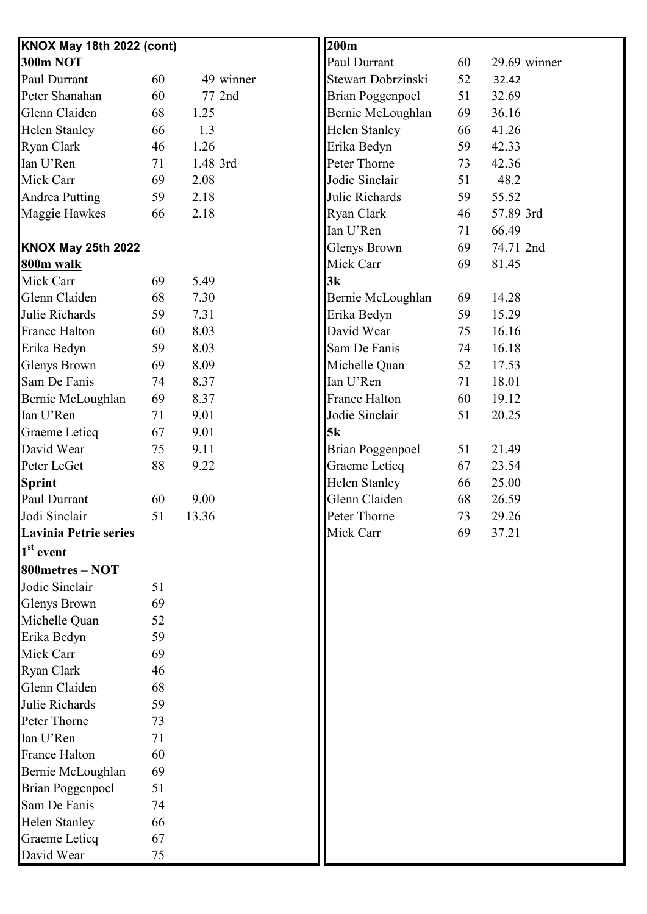**KNOX May 18th 2022 (cont)**

**300m NOT**

| Name | Age | Time | Place |
|---|---|---|---|
| Paul Durrant | 60 | 49 | winner |
| Peter Shanahan | 60 | 77 | 2nd |
| Glenn Claiden | 68 | 1.25 | |
| Helen Stanley | 66 | 1.3 | |
| Ryan Clark | 46 | 1.26 | |
| Ian U'Ren | 71 | 1.48 | 3rd |
| Mick Carr | 69 | 2.08 | |
| Andrea Putting | 59 | 2.18 | |
| Maggie Hawkes | 66 | 2.18 | |

**KNOX May 25th 2022**

**800m walk**

| Name | Age | Time |
|---|---|---|
| Mick Carr | 69 | 5.49 |
| Glenn Claiden | 68 | 7.30 |
| Julie Richards | 59 | 7.31 |
| France Halton | 60 | 8.03 |
| Erika Bedyn | 59 | 8.03 |
| Glenys Brown | 69 | 8.09 |
| Sam De Fanis | 74 | 8.37 |
| Bernie McLoughlan | 69 | 8.37 |
| Ian U'Ren | 71 | 9.01 |
| Graeme Leticq | 67 | 9.01 |
| David Wear | 75 | 9.11 |
| Peter LeGet | 88 | 9.22 |

**Sprint**

| Name | Age | Time |
|---|---|---|
| Paul Durrant | 60 | 9.00 |
| Jodi Sinclair | 51 | 13.36 |

**Lavinia Petrie series**

**1st event**

**800metres – NOT**

| Name | Age |
|---|---|
| Jodie Sinclair | 51 |
| Glenys Brown | 69 |
| Michelle Quan | 52 |
| Erika Bedyn | 59 |
| Mick Carr | 69 |
| Ryan Clark | 46 |
| Glenn Claiden | 68 |
| Julie Richards | 59 |
| Peter Thorne | 73 |
| Ian U'Ren | 71 |
| France Halton | 60 |
| Bernie McLoughlan | 69 |
| Brian Poggenpoel | 51 |
| Sam De Fanis | 74 |
| Helen Stanley | 66 |
| Graeme Leticq | 67 |
| David Wear | 75 |

**200m**

| Name | Age | Time | Place |
|---|---|---|---|
| Paul Durrant | 60 | 29.69 | winner |
| Stewart Dobrzinski | 52 | 32.42 | |
| Brian Poggenpoel | 51 | 32.69 | |
| Bernie McLoughlan | 69 | 36.16 | |
| Helen Stanley | 66 | 41.26 | |
| Erika Bedyn | 59 | 42.33 | |
| Peter Thorne | 73 | 42.36 | |
| Jodie Sinclair | 51 | 48.2 | |
| Julie Richards | 59 | 55.52 | |
| Ryan Clark | 46 | 57.89 | 3rd |
| Ian U'Ren | 71 | 66.49 | |
| Glenys Brown | 69 | 74.71 | 2nd |
| Mick Carr | 69 | 81.45 | |

**3k**

| Name | Age | Time |
|---|---|---|
| Bernie McLoughlan | 69 | 14.28 |
| Erika Bedyn | 59 | 15.29 |
| David Wear | 75 | 16.16 |
| Sam De Fanis | 74 | 16.18 |
| Michelle Quan | 52 | 17.53 |
| Ian U'Ren | 71 | 18.01 |
| France Halton | 60 | 19.12 |
| Jodie Sinclair | 51 | 20.25 |

**5k**

| Name | Age | Time |
|---|---|---|
| Brian Poggenpoel | 51 | 21.49 |
| Graeme Leticq | 67 | 23.54 |
| Helen Stanley | 66 | 25.00 |
| Glenn Claiden | 68 | 26.59 |
| Peter Thorne | 73 | 29.26 |
| Mick Carr | 69 | 37.21 |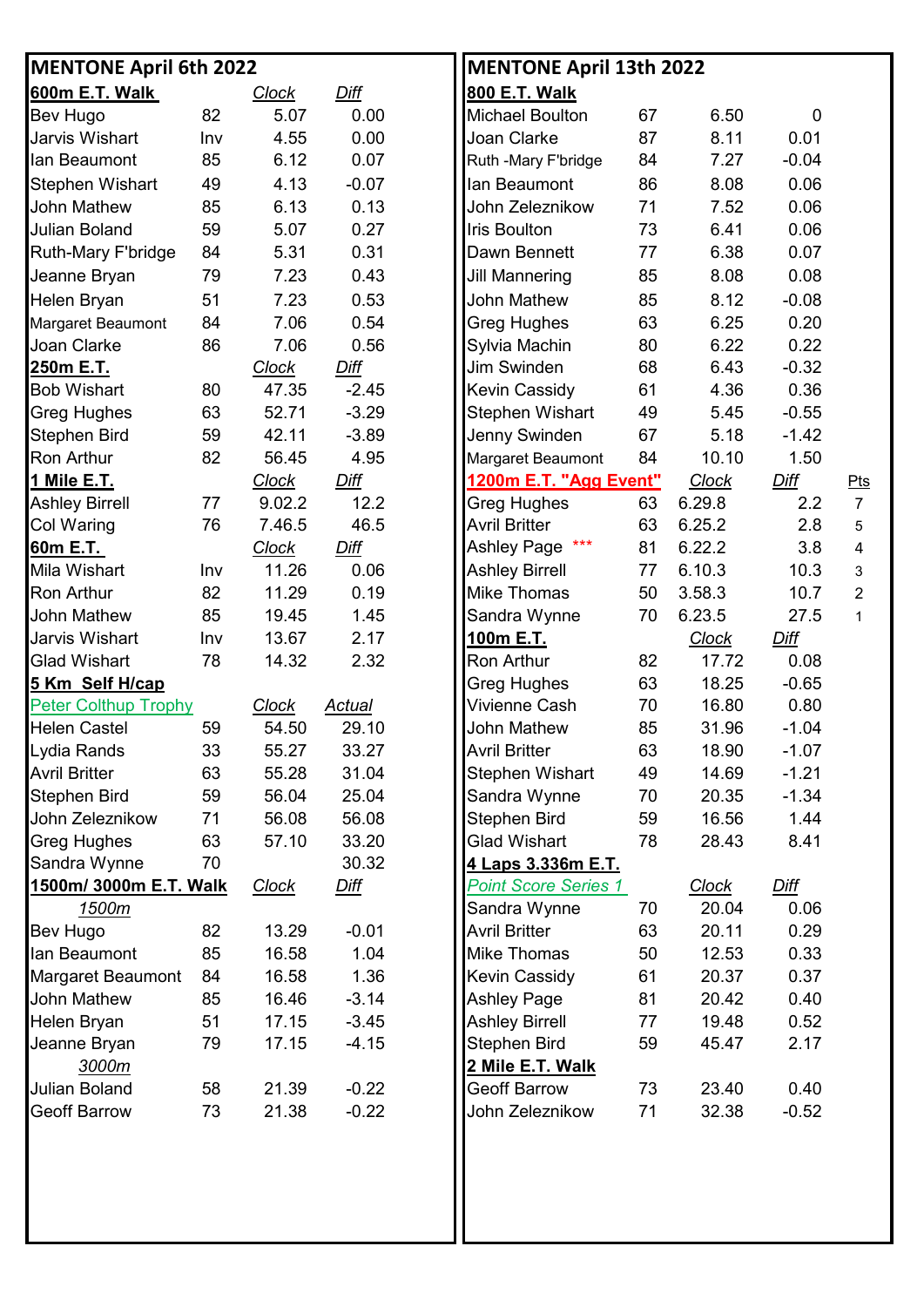## MENTONE April 6th 2022

| 600m E.T. Walk | | Clock | Diff |
|---|---|---|---|
| Bev Hugo | 82 | 5.07 | 0.00 |
| Jarvis Wishart | Inv | 4.55 | 0.00 |
| Ian Beaumont | 85 | 6.12 | 0.07 |
| Stephen Wishart | 49 | 4.13 | -0.07 |
| John Mathew | 85 | 6.13 | 0.13 |
| Julian Boland | 59 | 5.07 | 0.27 |
| Ruth-Mary F'bridge | 84 | 5.31 | 0.31 |
| Jeanne Bryan | 79 | 7.23 | 0.43 |
| Helen Bryan | 51 | 7.23 | 0.53 |
| Margaret Beaumont | 84 | 7.06 | 0.54 |
| Joan Clarke | 86 | 7.06 | 0.56 |

| 250m E.T. | | Clock | Diff |
|---|---|---|---|
| Bob Wishart | 80 | 47.35 | -2.45 |
| Greg Hughes | 63 | 52.71 | -3.29 |
| Stephen Bird | 59 | 42.11 | -3.89 |
| Ron Arthur | 82 | 56.45 | 4.95 |

| 1 Mile E.T. | | Clock | Diff |
|---|---|---|---|
| Ashley Birrell | 77 | 9.02.2 | 12.2 |
| Col Waring | 76 | 7.46.5 | 46.5 |

| 60m E.T. | | Clock | Diff |
|---|---|---|---|
| Mila Wishart | Inv | 11.26 | 0.06 |
| Ron Arthur | 82 | 11.29 | 0.19 |
| John Mathew | 85 | 19.45 | 1.45 |
| Jarvis Wishart | Inv | 13.67 | 2.17 |
| Glad Wishart | 78 | 14.32 | 2.32 |

**5 Km Self H/cap**

| Peter Colthup Trophy | | Clock | Actual |
|---|---|---|---|
| Helen Castel | 59 | 54.50 | 29.10 |
| Lydia Rands | 33 | 55.27 | 33.27 |
| Avril Britter | 63 | 55.28 | 31.04 |
| Stephen Bird | 59 | 56.04 | 25.04 |
| John Zeleznikow | 71 | 56.08 | 56.08 |
| Greg Hughes | 63 | 57.10 | 33.20 |
| Sandra Wynne | 70 | | 30.32 |

| 1500m/ 3000m E.T. Walk | | Clock | Diff |
|---|---|---|---|
| *1500m* | | | |
| Bev Hugo | 82 | 13.29 | -0.01 |
| Ian Beaumont | 85 | 16.58 | 1.04 |
| Margaret Beaumont | 84 | 16.58 | 1.36 |
| John Mathew | 85 | 16.46 | -3.14 |
| Helen Bryan | 51 | 17.15 | -3.45 |
| Jeanne Bryan | 79 | 17.15 | -4.15 |
| *3000m* | | | |
| Julian Boland | 58 | 21.39 | -0.22 |
| Geoff Barrow | 73 | 21.38 | -0.22 |

## MENTONE April 13th 2022

| 800 E.T. Walk | | | |
|---|---|---|---|
| Michael Boulton | 67 | 6.50 | 0 |
| Joan Clarke | 87 | 8.11 | 0.01 |
| Ruth -Mary F'bridge | 84 | 7.27 | -0.04 |
| Ian Beaumont | 86 | 8.08 | 0.06 |
| John Zeleznikow | 71 | 7.52 | 0.06 |
| Iris Boulton | 73 | 6.41 | 0.06 |
| Dawn Bennett | 77 | 6.38 | 0.07 |
| Jill Mannering | 85 | 8.08 | 0.08 |
| John Mathew | 85 | 8.12 | -0.08 |
| Greg Hughes | 63 | 6.25 | 0.20 |
| Sylvia Machin | 80 | 6.22 | 0.22 |
| Jim Swinden | 68 | 6.43 | -0.32 |
| Kevin Cassidy | 61 | 4.36 | 0.36 |
| Stephen Wishart | 49 | 5.45 | -0.55 |
| Jenny Swinden | 67 | 5.18 | -1.42 |
| Margaret Beaumont | 84 | 10.10 | 1.50 |

| 1200m E.T. "Agg Event" | | Clock | Diff | Pts |
|---|---|---|---|---|
| Greg Hughes | 63 | 6.29.8 | 2.2 | 7 |
| Avril Britter | 63 | 6.25.2 | 2.8 | 5 |
| Ashley Page *** | 81 | 6.22.2 | 3.8 | 4 |
| Ashley Birrell | 77 | 6.10.3 | 10.3 | 3 |
| Mike Thomas | 50 | 3.58.3 | 10.7 | 2 |
| Sandra Wynne | 70 | 6.23.5 | 27.5 | 1 |

| 100m E.T. | | Clock | Diff |
|---|---|---|---|
| Ron Arthur | 82 | 17.72 | 0.08 |
| Greg Hughes | 63 | 18.25 | -0.65 |
| Vivienne Cash | 70 | 16.80 | 0.80 |
| John Mathew | 85 | 31.96 | -1.04 |
| Avril Britter | 63 | 18.90 | -1.07 |
| Stephen Wishart | 49 | 14.69 | -1.21 |
| Sandra Wynne | 70 | 20.35 | -1.34 |
| Stephen Bird | 59 | 16.56 | 1.44 |
| Glad Wishart | 78 | 28.43 | 8.41 |

**4 Laps 3.336m E.T.**

| Point Score Series 1 | | Clock | Diff |
|---|---|---|---|
| Sandra Wynne | 70 | 20.04 | 0.06 |
| Avril Britter | 63 | 20.11 | 0.29 |
| Mike Thomas | 50 | 12.53 | 0.33 |
| Kevin Cassidy | 61 | 20.37 | 0.37 |
| Ashley Page | 81 | 20.42 | 0.40 |
| Ashley Birrell | 77 | 19.48 | 0.52 |
| Stephen Bird | 59 | 45.47 | 2.17 |

| 2 Mile E.T. Walk | | | |
|---|---|---|---|
| Geoff Barrow | 73 | 23.40 | 0.40 |
| John Zeleznikow | 71 | 32.38 | -0.52 |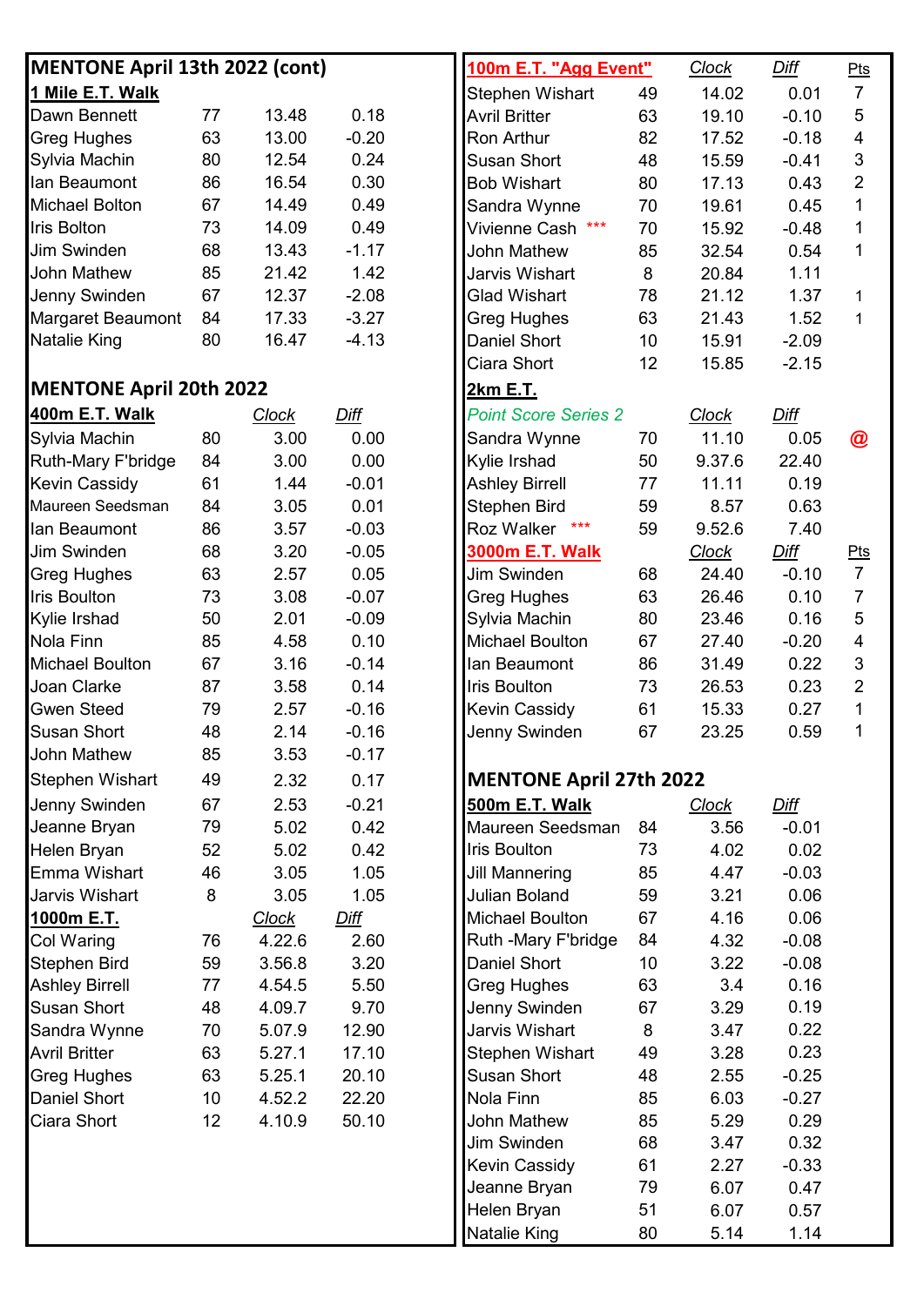## MENTONE April 13th 2022 (cont)

### 1 Mile E.T. Walk

| Name | Age | Clock | Diff |
|---|---|---|---|
| Dawn Bennett | 77 | 13.48 | 0.18 |
| Greg Hughes | 63 | 13.00 | -0.20 |
| Sylvia Machin | 80 | 12.54 | 0.24 |
| Ian Beaumont | 86 | 16.54 | 0.30 |
| Michael Bolton | 67 | 14.49 | 0.49 |
| Iris Bolton | 73 | 14.09 | 0.49 |
| Jim Swinden | 68 | 13.43 | -1.17 |
| John Mathew | 85 | 21.42 | 1.42 |
| Jenny Swinden | 67 | 12.37 | -2.08 |
| Margaret Beaumont | 84 | 17.33 | -3.27 |
| Natalie King | 80 | 16.47 | -4.13 |

### 100m E.T. "Agg Event"

| Name | Age | Clock | Diff | Pts |
|---|---|---|---|---|
| Stephen Wishart | 49 | 14.02 | 0.01 | 7 |
| Avril Britter | 63 | 19.10 | -0.10 | 5 |
| Ron Arthur | 82 | 17.52 | -0.18 | 4 |
| Susan Short | 48 | 15.59 | -0.41 | 3 |
| Bob Wishart | 80 | 17.13 | 0.43 | 2 |
| Sandra Wynne | 70 | 19.61 | 0.45 | 1 |
| Vivienne Cash *** | 70 | 15.92 | -0.48 | 1 |
| John Mathew | 85 | 32.54 | 0.54 | 1 |
| Jarvis Wishart | 8 | 20.84 | 1.11 | |
| Glad Wishart | 78 | 21.12 | 1.37 | 1 |
| Greg Hughes | 63 | 21.43 | 1.52 | 1 |
| Daniel Short | 10 | 15.91 | -2.09 | |
| Ciara Short | 12 | 15.85 | -2.15 | |

### 2km E.T.

| *Point Score Series 2* | Age | Clock | Diff | |
|---|---|---|---|---|
| Sandra Wynne | 70 | 11.10 | 0.05 | @ |
| Kylie Irshad | 50 | 9.37.6 | 22.40 | |
| Ashley Birrell | 77 | 11.11 | 0.19 | |
| Stephen Bird | 59 | 8.57 | 0.63 | |
| Roz Walker *** | 59 | 9.52.6 | 7.40 | |

### 3000m E.T. Walk

| Name | Age | Clock | Diff | Pts |
|---|---|---|---|---|
| Jim Swinden | 68 | 24.40 | -0.10 | 7 |
| Greg Hughes | 63 | 26.46 | 0.10 | 7 |
| Sylvia Machin | 80 | 23.46 | 0.16 | 5 |
| Michael Boulton | 67 | 27.40 | -0.20 | 4 |
| Ian Beaumont | 86 | 31.49 | 0.22 | 3 |
| Iris Boulton | 73 | 26.53 | 0.23 | 2 |
| Kevin Cassidy | 61 | 15.33 | 0.27 | 1 |
| Jenny Swinden | 67 | 23.25 | 0.59 | 1 |

## MENTONE April 20th 2022

### 400m E.T. Walk

| Name | Age | Clock | Diff |
|---|---|---|---|
| Sylvia Machin | 80 | 3.00 | 0.00 |
| Ruth-Mary F'bridge | 84 | 3.00 | 0.00 |
| Kevin Cassidy | 61 | 1.44 | -0.01 |
| Maureen Seedsman | 84 | 3.05 | 0.01 |
| Ian Beaumont | 86 | 3.57 | -0.03 |
| Jim Swinden | 68 | 3.20 | -0.05 |
| Greg Hughes | 63 | 2.57 | 0.05 |
| Iris Boulton | 73 | 3.08 | -0.07 |
| Kylie Irshad | 50 | 2.01 | -0.09 |
| Nola Finn | 85 | 4.58 | 0.10 |
| Michael Boulton | 67 | 3.16 | -0.14 |
| Joan Clarke | 87 | 3.58 | 0.14 |
| Gwen Steed | 79 | 2.57 | -0.16 |
| Susan Short | 48 | 2.14 | -0.16 |
| John Mathew | 85 | 3.53 | -0.17 |
| Stephen Wishart | 49 | 2.32 | 0.17 |
| Jenny Swinden | 67 | 2.53 | -0.21 |
| Jeanne Bryan | 79 | 5.02 | 0.42 |
| Helen Bryan | 52 | 5.02 | 0.42 |
| Emma Wishart | 46 | 3.05 | 1.05 |
| Jarvis Wishart | 8 | 3.05 | 1.05 |

### 1000m E.T.

| Name | Age | Clock | Diff |
|---|---|---|---|
| Col Waring | 76 | 4.22.6 | 2.60 |
| Stephen Bird | 59 | 3.56.8 | 3.20 |
| Ashley Birrell | 77 | 4.54.5 | 5.50 |
| Susan Short | 48 | 4.09.7 | 9.70 |
| Sandra Wynne | 70 | 5.07.9 | 12.90 |
| Avril Britter | 63 | 5.27.1 | 17.10 |
| Greg Hughes | 63 | 5.25.1 | 20.10 |
| Daniel Short | 10 | 4.52.2 | 22.20 |
| Ciara Short | 12 | 4.10.9 | 50.10 |

## MENTONE April 27th 2022

### 500m E.T. Walk

| Name | Age | Clock | Diff |
|---|---|---|---|
| Maureen Seedsman | 84 | 3.56 | -0.01 |
| Iris Boulton | 73 | 4.02 | 0.02 |
| Jill Mannering | 85 | 4.47 | -0.03 |
| Julian Boland | 59 | 3.21 | 0.06 |
| Michael Boulton | 67 | 4.16 | 0.06 |
| Ruth -Mary F'bridge | 84 | 4.32 | -0.08 |
| Daniel Short | 10 | 3.22 | -0.08 |
| Greg Hughes | 63 | 3.4 | 0.16 |
| Jenny Swinden | 67 | 3.29 | 0.19 |
| Jarvis Wishart | 8 | 3.47 | 0.22 |
| Stephen Wishart | 49 | 3.28 | 0.23 |
| Susan Short | 48 | 2.55 | -0.25 |
| Nola Finn | 85 | 6.03 | -0.27 |
| John Mathew | 85 | 5.29 | 0.29 |
| Jim Swinden | 68 | 3.47 | 0.32 |
| Kevin Cassidy | 61 | 2.27 | -0.33 |
| Jeanne Bryan | 79 | 6.07 | 0.47 |
| Helen Bryan | 51 | 6.07 | 0.57 |
| Natalie King | 80 | 5.14 | 1.14 |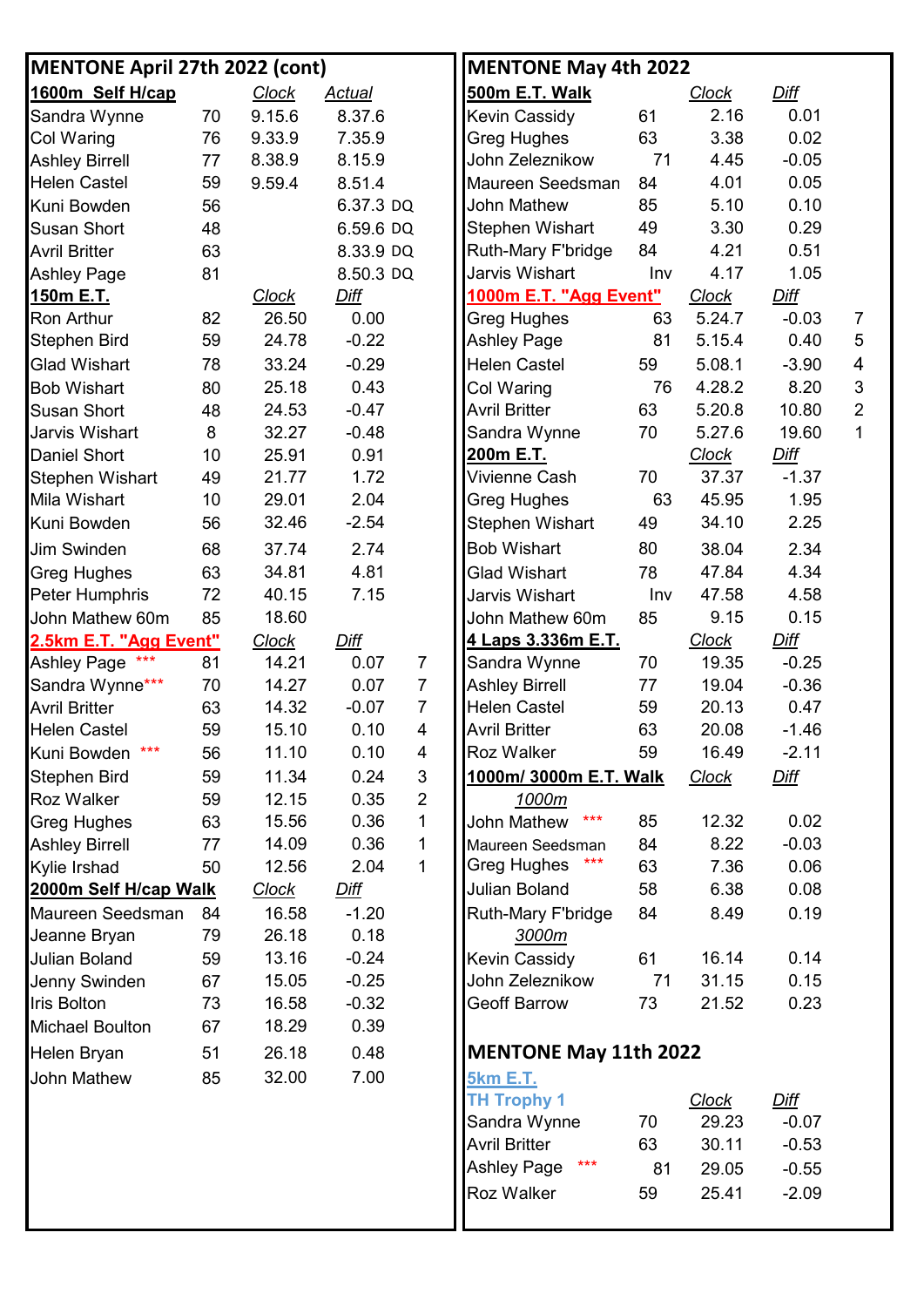## MENTONE April 27th 2022 (cont)

| 1600m Self H/cap | | Clock | Actual |
|---|---|---|---|
| Sandra Wynne | 70 | 9.15.6 | 8.37.6 |
| Col Waring | 76 | 9.33.9 | 7.35.9 |
| Ashley Birrell | 77 | 8.38.9 | 8.15.9 |
| Helen Castel | 59 | 9.59.4 | 8.51.4 |
| Kuni Bowden | 56 | | 6.37.3 DQ |
| Susan Short | 48 | | 6.59.6 DQ |
| Avril Britter | 63 | | 8.33.9 DQ |
| Ashley Page | 81 | | 8.50.3 DQ |

| 150m E.T. | | Clock | Diff |
|---|---|---|---|
| Ron Arthur | 82 | 26.50 | 0.00 |
| Stephen Bird | 59 | 24.78 | -0.22 |
| Glad Wishart | 78 | 33.24 | -0.29 |
| Bob Wishart | 80 | 25.18 | 0.43 |
| Susan Short | 48 | 24.53 | -0.47 |
| Jarvis Wishart | 8 | 32.27 | -0.48 |
| Daniel Short | 10 | 25.91 | 0.91 |
| Stephen Wishart | 49 | 21.77 | 1.72 |
| Mila Wishart | 10 | 29.01 | 2.04 |
| Kuni Bowden | 56 | 32.46 | -2.54 |
| Jim Swinden | 68 | 37.74 | 2.74 |
| Greg Hughes | 63 | 34.81 | 4.81 |
| Peter Humphris | 72 | 40.15 | 7.15 |
| John Mathew 60m | 85 | 18.60 | |

| 2.5km E.T. "Agg Event" | | Clock | Diff | |
|---|---|---|---|---|
| Ashley Page *** | 81 | 14.21 | 0.07 | 7 |
| Sandra Wynne*** | 70 | 14.27 | 0.07 | 7 |
| Avril Britter | 63 | 14.32 | -0.07 | 7 |
| Helen Castel | 59 | 15.10 | 0.10 | 4 |
| Kuni Bowden *** | 56 | 11.10 | 0.10 | 4 |
| Stephen Bird | 59 | 11.34 | 0.24 | 3 |
| Roz Walker | 59 | 12.15 | 0.35 | 2 |
| Greg Hughes | 63 | 15.56 | 0.36 | 1 |
| Ashley Birrell | 77 | 14.09 | 0.36 | 1 |
| Kylie Irshad | 50 | 12.56 | 2.04 | 1 |

| 2000m Self H/cap Walk | | Clock | Diff |
|---|---|---|---|
| Maureen Seedsman | 84 | 16.58 | -1.20 |
| Jeanne Bryan | 79 | 26.18 | 0.18 |
| Julian Boland | 59 | 13.16 | -0.24 |
| Jenny Swinden | 67 | 15.05 | -0.25 |
| Iris Bolton | 73 | 16.58 | -0.32 |
| Michael Boulton | 67 | 18.29 | 0.39 |
| Helen Bryan | 51 | 26.18 | 0.48 |
| John Mathew | 85 | 32.00 | 7.00 |

## MENTONE May 4th 2022

| 500m E.T. Walk | | Clock | Diff |
|---|---|---|---|
| Kevin Cassidy | 61 | 2.16 | 0.01 |
| Greg Hughes | 63 | 3.38 | 0.02 |
| John Zeleznikow | 71 | 4.45 | -0.05 |
| Maureen Seedsman | 84 | 4.01 | 0.05 |
| John Mathew | 85 | 5.10 | 0.10 |
| Stephen Wishart | 49 | 3.30 | 0.29 |
| Ruth-Mary F'bridge | 84 | 4.21 | 0.51 |
| Jarvis Wishart | Inv | 4.17 | 1.05 |

| 1000m E.T. "Agg Event" | | Clock | Diff | |
|---|---|---|---|---|
| Greg Hughes | 63 | 5.24.7 | -0.03 | 7 |
| Ashley Page | 81 | 5.15.4 | 0.40 | 5 |
| Helen Castel | 59 | 5.08.1 | -3.90 | 4 |
| Col Waring | 76 | 4.28.2 | 8.20 | 3 |
| Avril Britter | 63 | 5.20.8 | 10.80 | 2 |
| Sandra Wynne | 70 | 5.27.6 | 19.60 | 1 |

| 200m E.T. | | Clock | Diff |
|---|---|---|---|
| Vivienne Cash | 70 | 37.37 | -1.37 |
| Greg Hughes | 63 | 45.95 | 1.95 |
| Stephen Wishart | 49 | 34.10 | 2.25 |
| Bob Wishart | 80 | 38.04 | 2.34 |
| Glad Wishart | 78 | 47.84 | 4.34 |
| Jarvis Wishart | Inv | 47.58 | 4.58 |
| John Mathew 60m | 85 | 9.15 | 0.15 |

| 4 Laps 3.336m E.T. | | Clock | Diff |
|---|---|---|---|
| Sandra Wynne | 70 | 19.35 | -0.25 |
| Ashley Birrell | 77 | 19.04 | -0.36 |
| Helen Castel | 59 | 20.13 | 0.47 |
| Avril Britter | 63 | 20.08 | -1.46 |
| Roz Walker | 59 | 16.49 | -2.11 |

| 1000m/ 3000m E.T. Walk | | Clock | Diff |
|---|---|---|---|
| *1000m* | | | |
| John Mathew *** | 85 | 12.32 | 0.02 |
| Maureen Seedsman | 84 | 8.22 | -0.03 |
| Greg Hughes *** | 63 | 7.36 | 0.06 |
| Julian Boland | 58 | 6.38 | 0.08 |
| Ruth-Mary F'bridge | 84 | 8.49 | 0.19 |
| *3000m* | | | |
| Kevin Cassidy | 61 | 16.14 | 0.14 |
| John Zeleznikow | 71 | 31.15 | 0.15 |
| Geoff Barrow | 73 | 21.52 | 0.23 |

## MENTONE May 11th 2022

**5km E.T.**

| TH Trophy 1 | | Clock | Diff |
|---|---|---|---|
| Sandra Wynne | 70 | 29.23 | -0.07 |
| Avril Britter | 63 | 30.11 | -0.53 |
| Ashley Page *** | 81 | 29.05 | -0.55 |
| Roz Walker | 59 | 25.41 | -2.09 |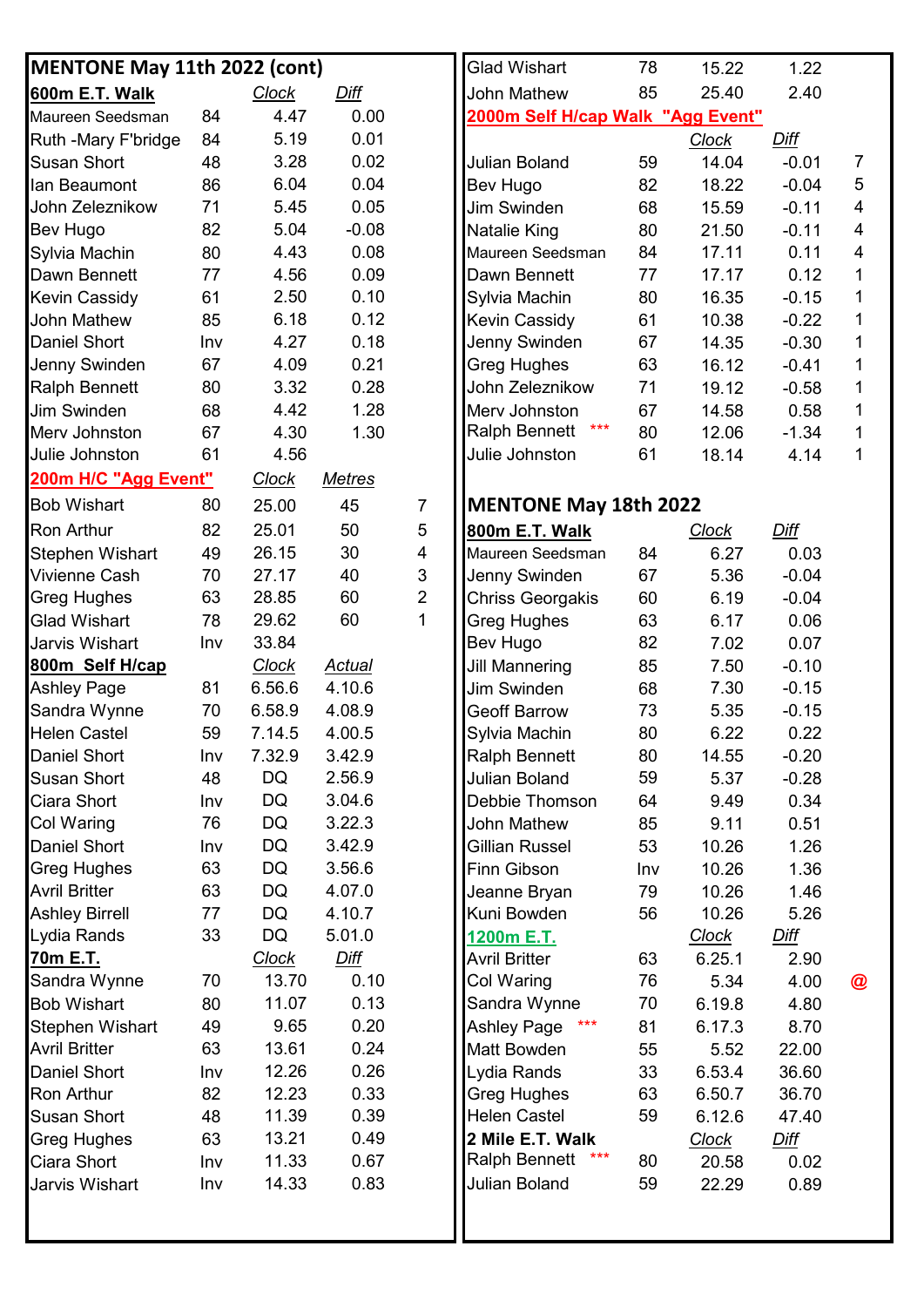## MENTONE May 11th 2022 (cont)

| 600m E.T. Walk | | Clock | Diff |
|---|---|---|---|
| Maureen Seedsman | 84 | 4.47 | 0.00 |
| Ruth -Mary F'bridge | 84 | 5.19 | 0.01 |
| Susan Short | 48 | 3.28 | 0.02 |
| Ian Beaumont | 86 | 6.04 | 0.04 |
| John Zeleznikow | 71 | 5.45 | 0.05 |
| Bev Hugo | 82 | 5.04 | -0.08 |
| Sylvia Machin | 80 | 4.43 | 0.08 |
| Dawn Bennett | 77 | 4.56 | 0.09 |
| Kevin Cassidy | 61 | 2.50 | 0.10 |
| John Mathew | 85 | 6.18 | 0.12 |
| Daniel Short | Inv | 4.27 | 0.18 |
| Jenny Swinden | 67 | 4.09 | 0.21 |
| Ralph Bennett | 80 | 3.32 | 0.28 |
| Jim Swinden | 68 | 4.42 | 1.28 |
| Merv Johnston | 67 | 4.30 | 1.30 |
| Julie Johnston | 61 | 4.56 | |

| 200m H/C "Agg Event" | | Clock | Metres | |
|---|---|---|---|---|
| Bob Wishart | 80 | 25.00 | 45 | 7 |
| Ron Arthur | 82 | 25.01 | 50 | 5 |
| Stephen Wishart | 49 | 26.15 | 30 | 4 |
| Vivienne Cash | 70 | 27.17 | 40 | 3 |
| Greg Hughes | 63 | 28.85 | 60 | 2 |
| Glad Wishart | 78 | 29.62 | 60 | 1 |
| Jarvis Wishart | Inv | 33.84 | | |

| 800m Self H/cap | | Clock | Actual |
|---|---|---|---|
| Ashley Page | 81 | 6.56.6 | 4.10.6 |
| Sandra Wynne | 70 | 6.58.9 | 4.08.9 |
| Helen Castel | 59 | 7.14.5 | 4.00.5 |
| Daniel Short | Inv | 7.32.9 | 3.42.9 |
| Susan Short | 48 | DQ | 2.56.9 |
| Ciara Short | Inv | DQ | 3.04.6 |
| Col Waring | 76 | DQ | 3.22.3 |
| Daniel Short | Inv | DQ | 3.42.9 |
| Greg Hughes | 63 | DQ | 3.56.6 |
| Avril Britter | 63 | DQ | 4.07.0 |
| Ashley Birrell | 77 | DQ | 4.10.7 |
| Lydia Rands | 33 | DQ | 5.01.0 |

| 70m E.T. | | Clock | Diff |
|---|---|---|---|
| Sandra Wynne | 70 | 13.70 | 0.10 |
| Bob Wishart | 80 | 11.07 | 0.13 |
| Stephen Wishart | 49 | 9.65 | 0.20 |
| Avril Britter | 63 | 13.61 | 0.24 |
| Daniel Short | Inv | 12.26 | 0.26 |
| Ron Arthur | 82 | 12.23 | 0.33 |
| Susan Short | 48 | 11.39 | 0.39 |
| Greg Hughes | 63 | 13.21 | 0.49 |
| Ciara Short | Inv | 11.33 | 0.67 |
| Jarvis Wishart | Inv | 14.33 | 0.83 |
| Glad Wishart | 78 | 15.22 | 1.22 |
| John Mathew | 85 | 25.40 | 2.40 |

| 2000m Self H/cap Walk "Agg Event" | | Clock | Diff | |
|---|---|---|---|---|
| Julian Boland | 59 | 14.04 | -0.01 | 7 |
| Bev Hugo | 82 | 18.22 | -0.04 | 5 |
| Jim Swinden | 68 | 15.59 | -0.11 | 4 |
| Natalie King | 80 | 21.50 | -0.11 | 4 |
| Maureen Seedsman | 84 | 17.11 | 0.11 | 4 |
| Dawn Bennett | 77 | 17.17 | 0.12 | 1 |
| Sylvia Machin | 80 | 16.35 | -0.15 | 1 |
| Kevin Cassidy | 61 | 10.38 | -0.22 | 1 |
| Jenny Swinden | 67 | 14.35 | -0.30 | 1 |
| Greg Hughes | 63 | 16.12 | -0.41 | 1 |
| John Zeleznikow | 71 | 19.12 | -0.58 | 1 |
| Merv Johnston | 67 | 14.58 | 0.58 | 1 |
| Ralph Bennett *** | 80 | 12.06 | -1.34 | 1 |
| Julie Johnston | 61 | 18.14 | 4.14 | 1 |

## MENTONE May 18th 2022

| 800m E.T. Walk | | Clock | Diff |
|---|---|---|---|
| Maureen Seedsman | 84 | 6.27 | 0.03 |
| Jenny Swinden | 67 | 5.36 | -0.04 |
| Chriss Georgakis | 60 | 6.19 | -0.04 |
| Greg Hughes | 63 | 6.17 | 0.06 |
| Bev Hugo | 82 | 7.02 | 0.07 |
| Jill Mannering | 85 | 7.50 | -0.10 |
| Jim Swinden | 68 | 7.30 | -0.15 |
| Geoff Barrow | 73 | 5.35 | -0.15 |
| Sylvia Machin | 80 | 6.22 | 0.22 |
| Ralph Bennett | 80 | 14.55 | -0.20 |
| Julian Boland | 59 | 5.37 | -0.28 |
| Debbie Thomson | 64 | 9.49 | 0.34 |
| John Mathew | 85 | 9.11 | 0.51 |
| Gillian Russel | 53 | 10.26 | 1.26 |
| Finn Gibson | Inv | 10.26 | 1.36 |
| Jeanne Bryan | 79 | 10.26 | 1.46 |
| Kuni Bowden | 56 | 10.26 | 5.26 |

| 1200m E.T. | | Clock | Diff | |
|---|---|---|---|---|
| Avril Britter | 63 | 6.25.1 | 2.90 | |
| Col Waring | 76 | 5.34 | 4.00 | @ |
| Sandra Wynne | 70 | 6.19.8 | 4.80 | |
| Ashley Page *** | 81 | 6.17.3 | 8.70 | |
| Matt Bowden | 55 | 5.52 | 22.00 | |
| Lydia Rands | 33 | 6.53.4 | 36.60 | |
| Greg Hughes | 63 | 6.50.7 | 36.70 | |
| Helen Castel | 59 | 6.12.6 | 47.40 | |

| 2 Mile E.T. Walk | | Clock | Diff |
|---|---|---|---|
| Ralph Bennett *** | 80 | 20.58 | 0.02 |
| Julian Boland | 59 | 22.29 | 0.89 |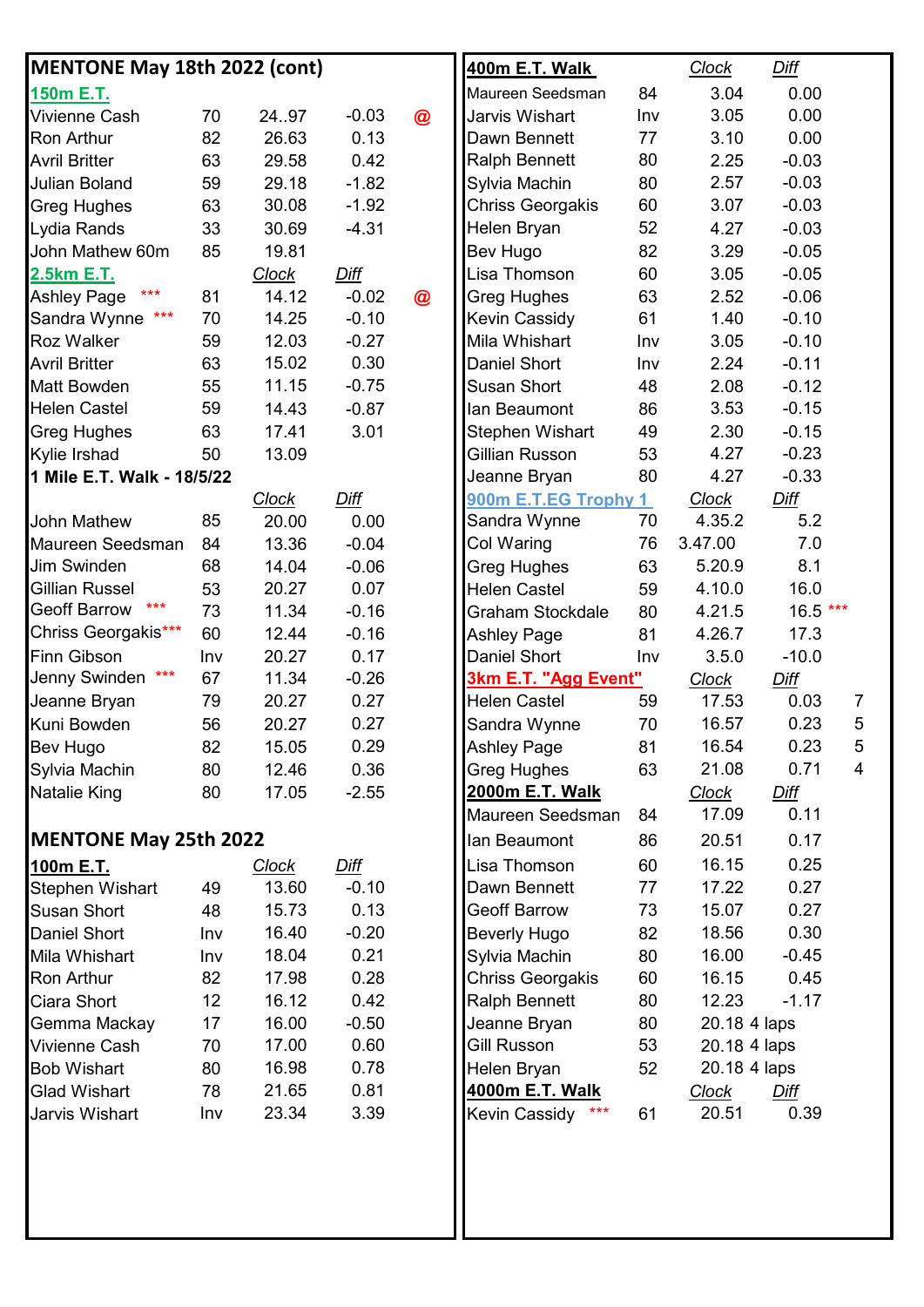# MENTONE May 18th 2022 (cont)

| 150m E.T. | | | | |
|---|---|---|---|---|
| Vivienne Cash | 70 | 24..97 | -0.03 | @ |
| Ron Arthur | 82 | 26.63 | 0.13 | |
| Avril Britter | 63 | 29.58 | 0.42 | |
| Julian Boland | 59 | 29.18 | -1.82 | |
| Greg Hughes | 63 | 30.08 | -1.92 | |
| Lydia Rands | 33 | 30.69 | -4.31 | |
| John Mathew 60m | 85 | 19.81 | | |

| 2.5km E.T. | | Clock | Diff | |
|---|---|---|---|---|
| Ashley Page *** | 81 | 14.12 | -0.02 | @ |
| Sandra Wynne *** | 70 | 14.25 | -0.10 | |
| Roz Walker | 59 | 12.03 | -0.27 | |
| Avril Britter | 63 | 15.02 | 0.30 | |
| Matt Bowden | 55 | 11.15 | -0.75 | |
| Helen Castel | 59 | 14.43 | -0.87 | |
| Greg Hughes | 63 | 17.41 | 3.01 | |
| Kylie Irshad | 50 | 13.09 | | |

**1 Mile E.T. Walk - 18/5/22**

| | | Clock | Diff |
|---|---|---|---|
| John Mathew | 85 | 20.00 | 0.00 |
| Maureen Seedsman | 84 | 13.36 | -0.04 |
| Jim Swinden | 68 | 14.04 | -0.06 |
| Gillian Russel | 53 | 20.27 | 0.07 |
| Geoff Barrow *** | 73 | 11.34 | -0.16 |
| Chriss Georgakis*** | 60 | 12.44 | -0.16 |
| Finn Gibson | Inv | 20.27 | 0.17 |
| Jenny Swinden *** | 67 | 11.34 | -0.26 |
| Jeanne Bryan | 79 | 20.27 | 0.27 |
| Kuni Bowden | 56 | 20.27 | 0.27 |
| Bev Hugo | 82 | 15.05 | 0.29 |
| Sylvia Machin | 80 | 12.46 | 0.36 |
| Natalie King | 80 | 17.05 | -2.55 |

# MENTONE May 25th 2022

| 100m E.T. | | Clock | Diff |
|---|---|---|---|
| Stephen Wishart | 49 | 13.60 | -0.10 |
| Susan Short | 48 | 15.73 | 0.13 |
| Daniel Short | Inv | 16.40 | -0.20 |
| Mila Whishart | Inv | 18.04 | 0.21 |
| Ron Arthur | 82 | 17.98 | 0.28 |
| Ciara Short | 12 | 16.12 | 0.42 |
| Gemma Mackay | 17 | 16.00 | -0.50 |
| Vivienne Cash | 70 | 17.00 | 0.60 |
| Bob Wishart | 80 | 16.98 | 0.78 |
| Glad Wishart | 78 | 21.65 | 0.81 |
| Jarvis Wishart | Inv | 23.34 | 3.39 |

| 400m E.T. Walk | | Clock | Diff |
|---|---|---|---|
| Maureen Seedsman | 84 | 3.04 | 0.00 |
| Jarvis Wishart | Inv | 3.05 | 0.00 |
| Dawn Bennett | 77 | 3.10 | 0.00 |
| Ralph Bennett | 80 | 2.25 | -0.03 |
| Sylvia Machin | 80 | 2.57 | -0.03 |
| Chriss Georgakis | 60 | 3.07 | -0.03 |
| Helen Bryan | 52 | 4.27 | -0.03 |
| Bev Hugo | 82 | 3.29 | -0.05 |
| Lisa Thomson | 60 | 3.05 | -0.05 |
| Greg Hughes | 63 | 2.52 | -0.06 |
| Kevin Cassidy | 61 | 1.40 | -0.10 |
| Mila Whishart | Inv | 3.05 | -0.10 |
| Daniel Short | Inv | 2.24 | -0.11 |
| Susan Short | 48 | 2.08 | -0.12 |
| Ian Beaumont | 86 | 3.53 | -0.15 |
| Stephen Wishart | 49 | 2.30 | -0.15 |
| Gillian Russon | 53 | 4.27 | -0.23 |
| Jeanne Bryan | 80 | 4.27 | -0.33 |

| 900m E.T.EG Trophy 1 | | Clock | Diff |
|---|---|---|---|
| Sandra Wynne | 70 | 4.35.2 | 5.2 |
| Col Waring | 76 | 3.47.00 | 7.0 |
| Greg Hughes | 63 | 5.20.9 | 8.1 |
| Helen Castel | 59 | 4.10.0 | 16.0 |
| Graham Stockdale | 80 | 4.21.5 | 16.5 *** |
| Ashley Page | 81 | 4.26.7 | 17.3 |
| Daniel Short | Inv | 3.5.0 | -10.0 |

| 3km E.T. "Agg Event" | | Clock | Diff | |
|---|---|---|---|---|
| Helen Castel | 59 | 17.53 | 0.03 | 7 |
| Sandra Wynne | 70 | 16.57 | 0.23 | 5 |
| Ashley Page | 81 | 16.54 | 0.23 | 5 |
| Greg Hughes | 63 | 21.08 | 0.71 | 4 |

| 2000m E.T. Walk | | Clock | Diff |
|---|---|---|---|
| Maureen Seedsman | 84 | 17.09 | 0.11 |
| Ian Beaumont | 86 | 20.51 | 0.17 |
| Lisa Thomson | 60 | 16.15 | 0.25 |
| Dawn Bennett | 77 | 17.22 | 0.27 |
| Geoff Barrow | 73 | 15.07 | 0.27 |
| Beverly Hugo | 82 | 18.56 | 0.30 |
| Sylvia Machin | 80 | 16.00 | -0.45 |
| Chriss Georgakis | 60 | 16.15 | 0.45 |
| Ralph Bennett | 80 | 12.23 | -1.17 |
| Jeanne Bryan | 80 | 20.18 4 laps | |
| Gill Russon | 53 | 20.18 4 laps | |
| Helen Bryan | 52 | 20.18 4 laps | |

| 4000m E.T. Walk | | Clock | Diff |
|---|---|---|---|
| Kevin Cassidy *** | 61 | 20.51 | 0.39 |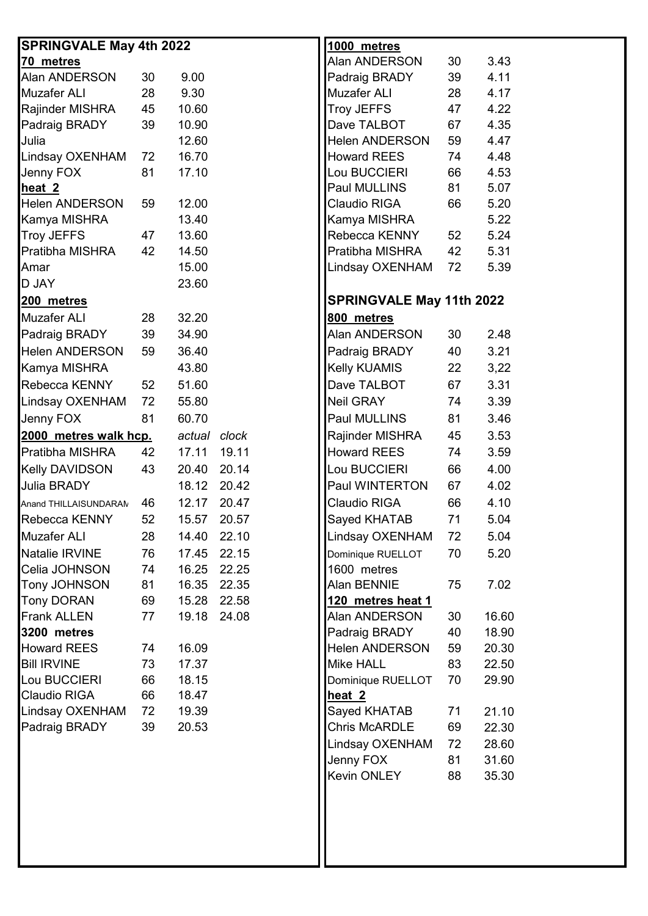## SPRINGVALE May 4th 2022

### 70 metres

| Name | Age | Time |
|---|---|---|
| Alan ANDERSON | 30 | 9.00 |
| Muzafer ALI | 28 | 9.30 |
| Rajinder MISHRA | 45 | 10.60 |
| Padraig BRADY | 39 | 10.90 |
| Julia | | 12.60 |
| Lindsay OXENHAM | 72 | 16.70 |
| Jenny FOX | 81 | 17.10 |

### heat 2

| Name | Age | Time |
|---|---|---|
| Helen ANDERSON | 59 | 12.00 |
| Kamya MISHRA | | 13.40 |
| Troy JEFFS | 47 | 13.60 |
| Pratibha MISHRA | 42 | 14.50 |
| Amar | | 15.00 |
| D JAY | | 23.60 |

### 200 metres

| Name | Age | Time |
|---|---|---|
| Muzafer ALI | 28 | 32.20 |
| Padraig BRADY | 39 | 34.90 |
| Helen ANDERSON | 59 | 36.40 |
| Kamya MISHRA | | 43.80 |
| Rebecca KENNY | 52 | 51.60 |
| Lindsay OXENHAM | 72 | 55.80 |
| Jenny FOX | 81 | 60.70 |

### 2000 metres walk hcp.

| Name | Age | *actual* | *clock* |
|---|---|---|---|
| Pratibha MISHRA | 42 | 17.11 | 19.11 |
| Kelly DAVIDSON | 43 | 20.40 | 20.14 |
| Julia BRADY | | 18.12 | 20.42 |
| Anand THILLAISUNDARAM | 46 | 12.17 | 20.47 |
| Rebecca KENNY | 52 | 15.57 | 20.57 |
| Muzafer ALI | 28 | 14.40 | 22.10 |
| Natalie IRVINE | 76 | 17.45 | 22.15 |
| Celia JOHNSON | 74 | 16.25 | 22.25 |
| Tony JOHNSON | 81 | 16.35 | 22.35 |
| Tony DORAN | 69 | 15.28 | 22.58 |
| Frank ALLEN | 77 | 19.18 | 24.08 |

### 3200 metres

| Name | Age | Time |
|---|---|---|
| Howard REES | 74 | 16.09 |
| Bill IRVINE | 73 | 17.37 |
| Lou BUCCIERI | 66 | 18.15 |
| Claudio RIGA | 66 | 18.47 |
| Lindsay OXENHAM | 72 | 19.39 |
| Padraig BRADY | 39 | 20.53 |

### 1000 metres

| Name | Age | Time |
|---|---|---|
| Alan ANDERSON | 30 | 3.43 |
| Padraig BRADY | 39 | 4.11 |
| Muzafer ALI | 28 | 4.17 |
| Troy JEFFS | 47 | 4.22 |
| Dave TALBOT | 67 | 4.35 |
| Helen ANDERSON | 59 | 4.47 |
| Howard REES | 74 | 4.48 |
| Lou BUCCIERI | 66 | 4.53 |
| Paul MULLINS | 81 | 5.07 |
| Claudio RIGA | 66 | 5.20 |
| Kamya MISHRA | | 5.22 |
| Rebecca KENNY | 52 | 5.24 |
| Pratibha MISHRA | 42 | 5.31 |
| Lindsay OXENHAM | 72 | 5.39 |

## SPRINGVALE May 11th 2022

### 800 metres

| Name | Age | Time |
|---|---|---|
| Alan ANDERSON | 30 | 2.48 |
| Padraig BRADY | 40 | 3.21 |
| Kelly KUAMIS | 22 | 3,22 |
| Dave TALBOT | 67 | 3.31 |
| Neil GRAY | 74 | 3.39 |
| Paul MULLINS | 81 | 3.46 |
| Rajinder MISHRA | 45 | 3.53 |
| Howard REES | 74 | 3.59 |
| Lou BUCCIERI | 66 | 4.00 |
| Paul WINTERTON | 67 | 4.02 |
| Claudio RIGA | 66 | 4.10 |
| Sayed KHATAB | 71 | 5.04 |
| Lindsay OXENHAM | 72 | 5.04 |
| Dominique RUELLOT | 70 | 5.20 |

### 1600 metres

| Name | Age | Time |
|---|---|---|
| Alan BENNIE | 75 | 7.02 |

### 120 metres heat 1

| Name | Age | Time |
|---|---|---|
| Alan ANDERSON | 30 | 16.60 |
| Padraig BRADY | 40 | 18.90 |
| Helen ANDERSON | 59 | 20.30 |
| Mike HALL | 83 | 22.50 |
| Dominique RUELLOT | 70 | 29.90 |

### heat 2

| Name | Age | Time |
|---|---|---|
| Sayed KHATAB | 71 | 21.10 |
| Chris McARDLE | 69 | 22.30 |
| Lindsay OXENHAM | 72 | 28.60 |
| Jenny FOX | 81 | 31.60 |
| Kevin ONLEY | 88 | 35.30 |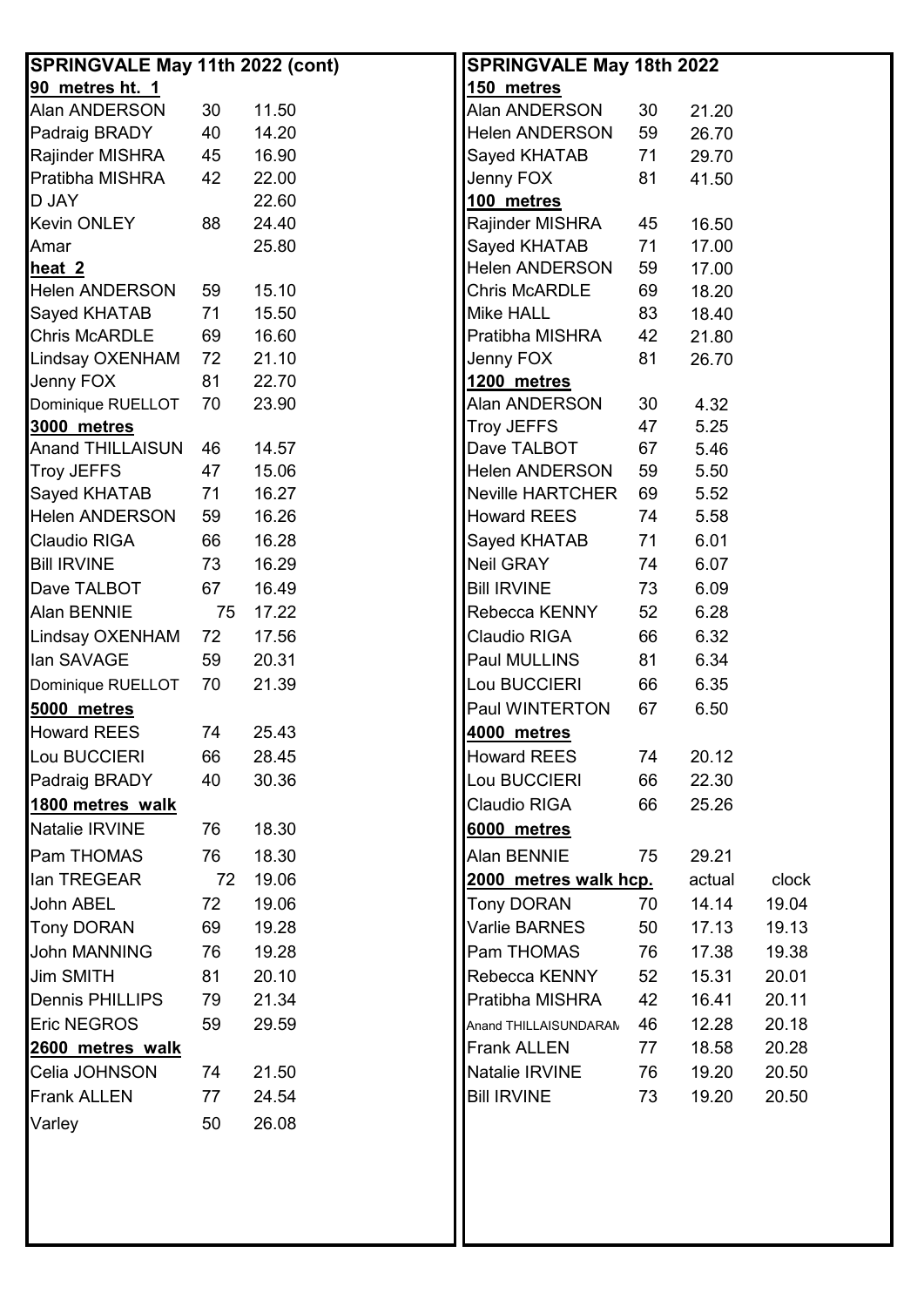## SPRINGVALE May 11th 2022 (cont)

**90 metres ht. 1**

| Name | Age | Time |
|---|---|---|
| Alan ANDERSON | 30 | 11.50 |
| Padraig BRADY | 40 | 14.20 |
| Rajinder MISHRA | 45 | 16.90 |
| Pratibha MISHRA | 42 | 22.00 |
| D JAY | | 22.60 |
| Kevin ONLEY | 88 | 24.40 |
| Amar | | 25.80 |

**heat 2**

| Name | Age | Time |
|---|---|---|
| Helen ANDERSON | 59 | 15.10 |
| Sayed KHATAB | 71 | 15.50 |
| Chris McARDLE | 69 | 16.60 |
| Lindsay OXENHAM | 72 | 21.10 |
| Jenny FOX | 81 | 22.70 |
| Dominique RUELLOT | 70 | 23.90 |

**3000 metres**

| Name | Age | Time |
|---|---|---|
| Anand THILLAISUN | 46 | 14.57 |
| Troy JEFFS | 47 | 15.06 |
| Sayed KHATAB | 71 | 16.27 |
| Helen ANDERSON | 59 | 16.26 |
| Claudio RIGA | 66 | 16.28 |
| Bill IRVINE | 73 | 16.29 |
| Dave TALBOT | 67 | 16.49 |
| Alan BENNIE | 75 | 17.22 |
| Lindsay OXENHAM | 72 | 17.56 |
| Ian SAVAGE | 59 | 20.31 |
| Dominique RUELLOT | 70 | 21.39 |

**5000 metres**

| Name | Age | Time |
|---|---|---|
| Howard REES | 74 | 25.43 |
| Lou BUCCIERI | 66 | 28.45 |
| Padraig BRADY | 40 | 30.36 |

**1800 metres walk**

| Name | Age | Time |
|---|---|---|
| Natalie IRVINE | 76 | 18.30 |
| Pam THOMAS | 76 | 18.30 |
| Ian TREGEAR | 72 | 19.06 |
| John ABEL | 72 | 19.06 |
| Tony DORAN | 69 | 19.28 |
| John MANNING | 76 | 19.28 |
| Jim SMITH | 81 | 20.10 |
| Dennis PHILLIPS | 79 | 21.34 |
| Eric NEGROS | 59 | 29.59 |

**2600 metres walk**

| Name | Age | Time |
|---|---|---|
| Celia JOHNSON | 74 | 21.50 |
| Frank ALLEN | 77 | 24.54 |
| Varley | 50 | 26.08 |

## SPRINGVALE May 18th 2022

**150 metres**

| Name | Age | Time |
|---|---|---|
| Alan ANDERSON | 30 | 21.20 |
| Helen ANDERSON | 59 | 26.70 |
| Sayed KHATAB | 71 | 29.70 |
| Jenny FOX | 81 | 41.50 |

**100 metres**

| Name | Age | Time |
|---|---|---|
| Rajinder MISHRA | 45 | 16.50 |
| Sayed KHATAB | 71 | 17.00 |
| Helen ANDERSON | 59 | 17.00 |
| Chris McARDLE | 69 | 18.20 |
| Mike HALL | 83 | 18.40 |
| Pratibha MISHRA | 42 | 21.80 |
| Jenny FOX | 81 | 26.70 |

**1200 metres**

| Name | Age | Time |
|---|---|---|
| Alan ANDERSON | 30 | 4.32 |
| Troy JEFFS | 47 | 5.25 |
| Dave TALBOT | 67 | 5.46 |
| Helen ANDERSON | 59 | 5.50 |
| Neville HARTCHER | 69 | 5.52 |
| Howard REES | 74 | 5.58 |
| Sayed KHATAB | 71 | 6.01 |
| Neil GRAY | 74 | 6.07 |
| Bill IRVINE | 73 | 6.09 |
| Rebecca KENNY | 52 | 6.28 |
| Claudio RIGA | 66 | 6.32 |
| Paul MULLINS | 81 | 6.34 |
| Lou BUCCIERI | 66 | 6.35 |
| Paul WINTERTON | 67 | 6.50 |

**4000 metres**

| Name | Age | Time |
|---|---|---|
| Howard REES | 74 | 20.12 |
| Lou BUCCIERI | 66 | 22.30 |
| Claudio RIGA | 66 | 25.26 |

**6000 metres**

| Name | Age | Time |
|---|---|---|
| Alan BENNIE | 75 | 29.21 |

**2000 metres walk hcp.**

| Name | Age | actual | clock |
|---|---|---|---|
| Tony DORAN | 70 | 14.14 | 19.04 |
| Varlie BARNES | 50 | 17.13 | 19.13 |
| Pam THOMAS | 76 | 17.38 | 19.38 |
| Rebecca KENNY | 52 | 15.31 | 20.01 |
| Pratibha MISHRA | 42 | 16.41 | 20.11 |
| Anand THILLAISUNDARAM | 46 | 12.28 | 20.18 |
| Frank ALLEN | 77 | 18.58 | 20.28 |
| Natalie IRVINE | 76 | 19.20 | 20.50 |
| Bill IRVINE | 73 | 19.20 | 20.50 |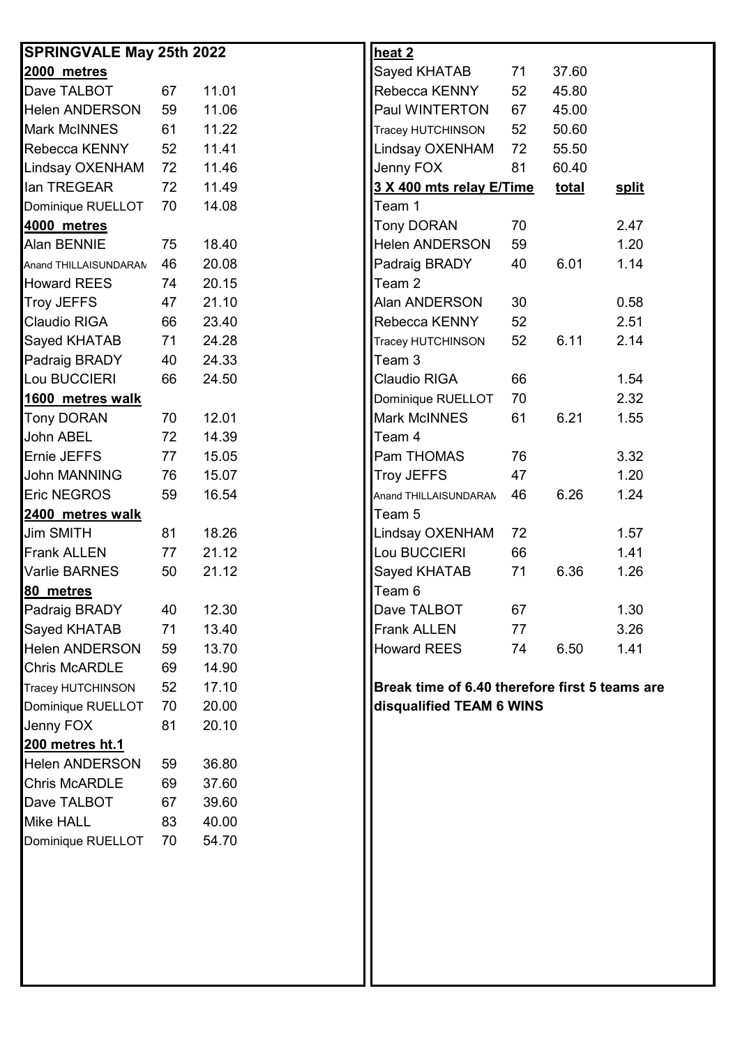## SPRINGVALE May 25th 2022

### 2000 metres

| | | |
|---|---|---|
| Dave TALBOT | 67 | 11.01 |
| Helen ANDERSON | 59 | 11.06 |
| Mark McINNES | 61 | 11.22 |
| Rebecca KENNY | 52 | 11.41 |
| Lindsay OXENHAM | 72 | 11.46 |
| Ian TREGEAR | 72 | 11.49 |
| Dominique RUELLOT | 70 | 14.08 |

### 4000 metres

| | | |
|---|---|---|
| Alan BENNIE | 75 | 18.40 |
| Anand THILLAISUNDARAM | 46 | 20.08 |
| Howard REES | 74 | 20.15 |
| Troy JEFFS | 47 | 21.10 |
| Claudio RIGA | 66 | 23.40 |
| Sayed KHATAB | 71 | 24.28 |
| Padraig BRADY | 40 | 24.33 |
| Lou BUCCIERI | 66 | 24.50 |

### 1600 metres walk

| | | |
|---|---|---|
| Tony DORAN | 70 | 12.01 |
| John ABEL | 72 | 14.39 |
| Ernie JEFFS | 77 | 15.05 |
| John MANNING | 76 | 15.07 |
| Eric NEGROS | 59 | 16.54 |

### 2400 metres walk

| | | |
|---|---|---|
| Jim SMITH | 81 | 18.26 |
| Frank ALLEN | 77 | 21.12 |
| Varlie BARNES | 50 | 21.12 |

### 80 metres

| | | |
|---|---|---|
| Padraig BRADY | 40 | 12.30 |
| Sayed KHATAB | 71 | 13.40 |
| Helen ANDERSON | 59 | 13.70 |
| Chris McARDLE | 69 | 14.90 |
| Tracey HUTCHINSON | 52 | 17.10 |
| Dominique RUELLOT | 70 | 20.00 |
| Jenny FOX | 81 | 20.10 |

### 200 metres ht.1

| | | |
|---|---|---|
| Helen ANDERSON | 59 | 36.80 |
| Chris McARDLE | 69 | 37.60 |
| Dave TALBOT | 67 | 39.60 |
| Mike HALL | 83 | 40.00 |
| Dominique RUELLOT | 70 | 54.70 |

### heat 2

| | | |
|---|---|---|
| Sayed KHATAB | 71 | 37.60 |
| Rebecca KENNY | 52 | 45.80 |
| Paul WINTERTON | 67 | 45.00 |
| Tracey HUTCHINSON | 52 | 50.60 |
| Lindsay OXENHAM | 72 | 55.50 |
| Jenny FOX | 81 | 60.40 |

### 3 X 400 mts relay E/Time

| | | total | split |
|---|---|---|---|
| Team 1 | | | |
| Tony DORAN | 70 | | 2.47 |
| Helen ANDERSON | 59 | | 1.20 |
| Padraig BRADY | 40 | 6.01 | 1.14 |
| Team 2 | | | |
| Alan ANDERSON | 30 | | 0.58 |
| Rebecca KENNY | 52 | | 2.51 |
| Tracey HUTCHINSON | 52 | 6.11 | 2.14 |
| Team 3 | | | |
| Claudio RIGA | 66 | | 1.54 |
| Dominique RUELLOT | 70 | | 2.32 |
| Mark McINNES | 61 | 6.21 | 1.55 |
| Team 4 | | | |
| Pam THOMAS | 76 | | 3.32 |
| Troy JEFFS | 47 | | 1.20 |
| Anand THILLAISUNDARAM | 46 | 6.26 | 1.24 |
| Team 5 | | | |
| Lindsay OXENHAM | 72 | | 1.57 |
| Lou BUCCIERI | 66 | | 1.41 |
| Sayed KHATAB | 71 | 6.36 | 1.26 |
| Team 6 | | | |
| Dave TALBOT | 67 | | 1.30 |
| Frank ALLEN | 77 | | 3.26 |
| Howard REES | 74 | 6.50 | 1.41 |

**Break time of 6.40 therefore first 5 teams are disqualified TEAM 6 WINS**